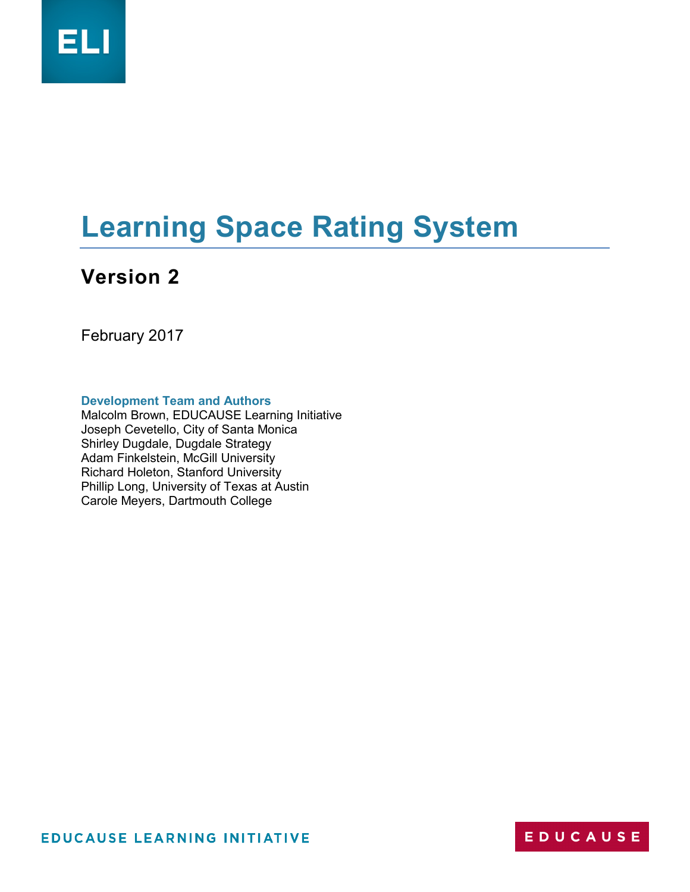ELI

# Learning Space Rating System

## Version 2

February 2017

**Development Team and Authors**

Malcolm Brown, EDUCAUSE Learning Initiative
Joseph Cevetello, City of Santa Monica
Shirley Dugdale, Dugdale Strategy
Adam Finkelstein, McGill University
Richard Holeton, Stanford University
Phillip Long, University of Texas at Austin
Carole Meyers, Dartmouth College

EDUCAUSE LEARNING INITIATIVE

EDUCAUSE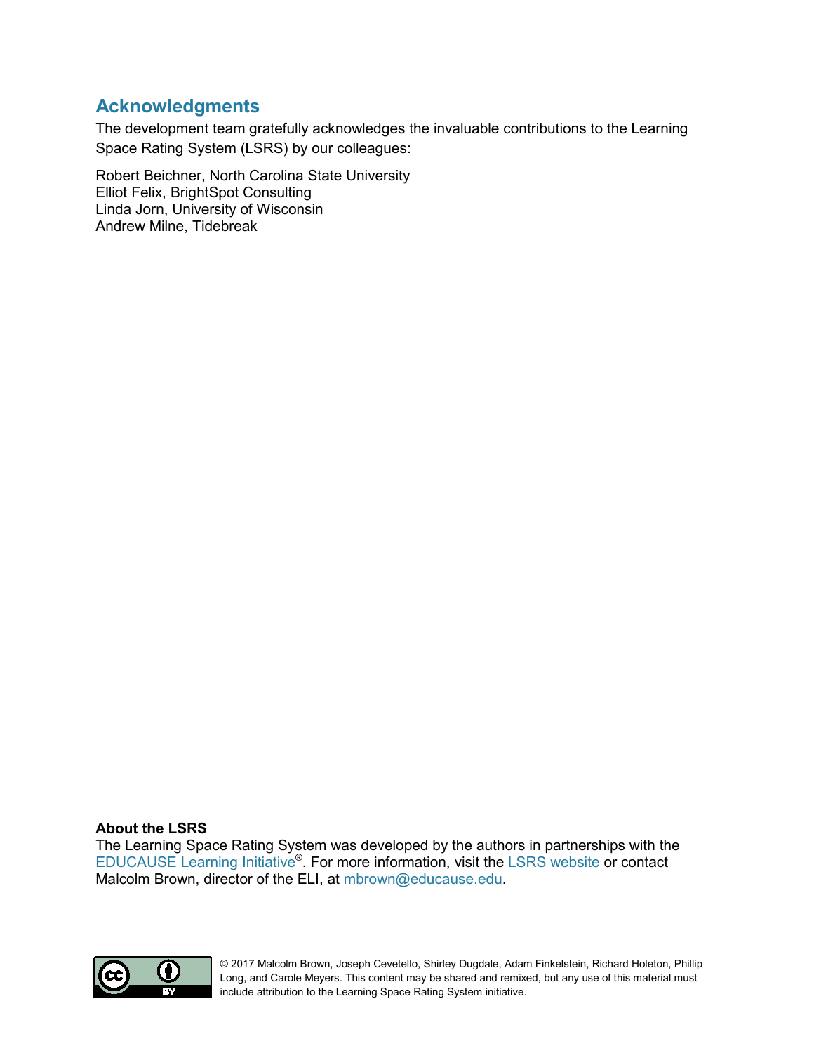## Acknowledgments

The development team gratefully acknowledges the invaluable contributions to the Learning Space Rating System (LSRS) by our colleagues:

Robert Beichner, North Carolina State University
Elliot Felix, BrightSpot Consulting
Linda Jorn, University of Wisconsin
Andrew Milne, Tidebreak

**About the LSRS**
The Learning Space Rating System was developed by the authors in partnerships with the EDUCAUSE Learning Initiative®. For more information, visit the LSRS website or contact Malcolm Brown, director of the ELI, at mbrown@educause.edu.

© 2017 Malcolm Brown, Joseph Cevetello, Shirley Dugdale, Adam Finkelstein, Richard Holeton, Phillip Long, and Carole Meyers. This content may be shared and remixed, but any use of this material must include attribution to the Learning Space Rating System initiative.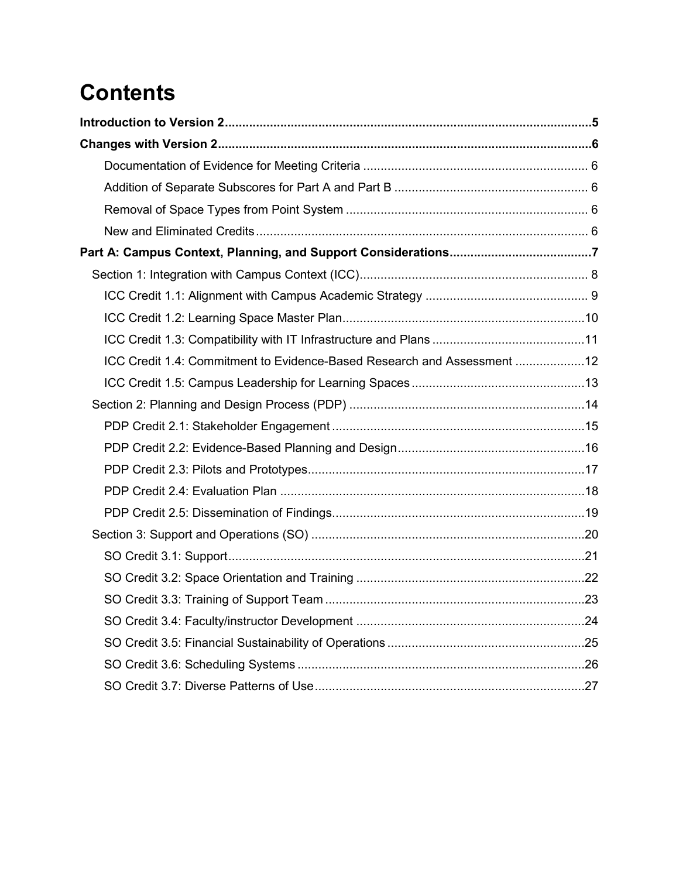# Contents

**Introduction to Version 2 .......... 5**

**Changes with Version 2 .......... 6**

- Documentation of Evidence for Meeting Criteria .......... 6
- Addition of Separate Subscores for Part A and Part B .......... 6
- Removal of Space Types from Point System .......... 6
- New and Eliminated Credits .......... 6

**Part A: Campus Context, Planning, and Support Considerations .......... 7**

- Section 1: Integration with Campus Context (ICC) .......... 8
  - ICC Credit 1.1: Alignment with Campus Academic Strategy .......... 9
  - ICC Credit 1.2: Learning Space Master Plan .......... 10
  - ICC Credit 1.3: Compatibility with IT Infrastructure and Plans .......... 11
  - ICC Credit 1.4: Commitment to Evidence-Based Research and Assessment .......... 12
  - ICC Credit 1.5: Campus Leadership for Learning Spaces .......... 13
- Section 2: Planning and Design Process (PDP) .......... 14
  - PDP Credit 2.1: Stakeholder Engagement .......... 15
  - PDP Credit 2.2: Evidence-Based Planning and Design .......... 16
  - PDP Credit 2.3: Pilots and Prototypes .......... 17
  - PDP Credit 2.4: Evaluation Plan .......... 18
  - PDP Credit 2.5: Dissemination of Findings .......... 19
- Section 3: Support and Operations (SO) .......... 20
  - SO Credit 3.1: Support .......... 21
  - SO Credit 3.2: Space Orientation and Training .......... 22
  - SO Credit 3.3: Training of Support Team .......... 23
  - SO Credit 3.4: Faculty/instructor Development .......... 24
  - SO Credit 3.5: Financial Sustainability of Operations .......... 25
  - SO Credit 3.6: Scheduling Systems .......... 26
  - SO Credit 3.7: Diverse Patterns of Use .......... 27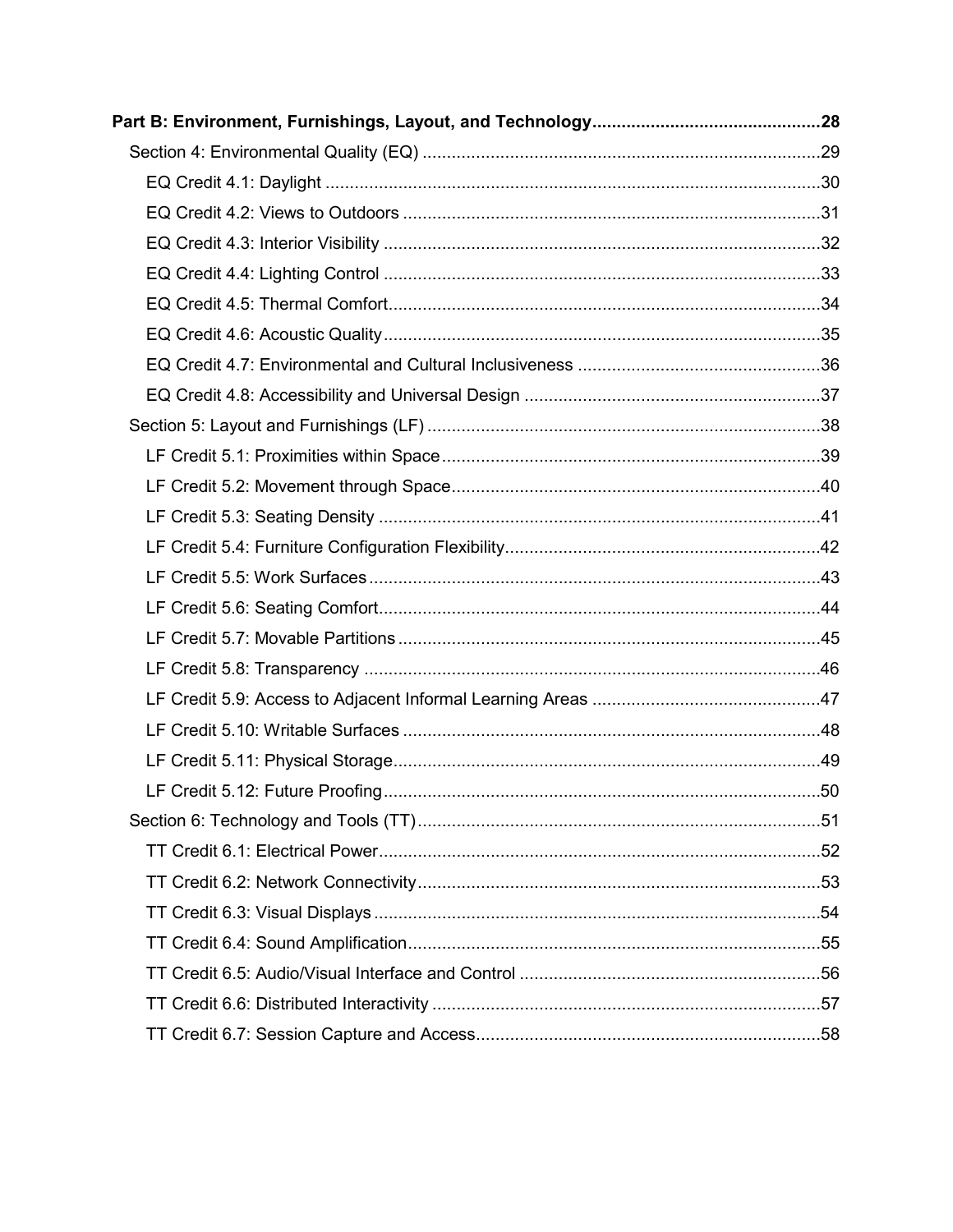**Part B: Environment, Furnishings, Layout, and Technology** .......... 28

- Section 4: Environmental Quality (EQ) .......... 29
  - EQ Credit 4.1: Daylight .......... 30
  - EQ Credit 4.2: Views to Outdoors .......... 31
  - EQ Credit 4.3: Interior Visibility .......... 32
  - EQ Credit 4.4: Lighting Control .......... 33
  - EQ Credit 4.5: Thermal Comfort .......... 34
  - EQ Credit 4.6: Acoustic Quality .......... 35
  - EQ Credit 4.7: Environmental and Cultural Inclusiveness .......... 36
  - EQ Credit 4.8: Accessibility and Universal Design .......... 37
- Section 5: Layout and Furnishings (LF) .......... 38
  - LF Credit 5.1: Proximities within Space .......... 39
  - LF Credit 5.2: Movement through Space .......... 40
  - LF Credit 5.3: Seating Density .......... 41
  - LF Credit 5.4: Furniture Configuration Flexibility .......... 42
  - LF Credit 5.5: Work Surfaces .......... 43
  - LF Credit 5.6: Seating Comfort .......... 44
  - LF Credit 5.7: Movable Partitions .......... 45
  - LF Credit 5.8: Transparency .......... 46
  - LF Credit 5.9: Access to Adjacent Informal Learning Areas .......... 47
  - LF Credit 5.10: Writable Surfaces .......... 48
  - LF Credit 5.11: Physical Storage .......... 49
  - LF Credit 5.12: Future Proofing .......... 50
- Section 6: Technology and Tools (TT) .......... 51
  - TT Credit 6.1: Electrical Power .......... 52
  - TT Credit 6.2: Network Connectivity .......... 53
  - TT Credit 6.3: Visual Displays .......... 54
  - TT Credit 6.4: Sound Amplification .......... 55
  - TT Credit 6.5: Audio/Visual Interface and Control .......... 56
  - TT Credit 6.6: Distributed Interactivity .......... 57
  - TT Credit 6.7: Session Capture and Access .......... 58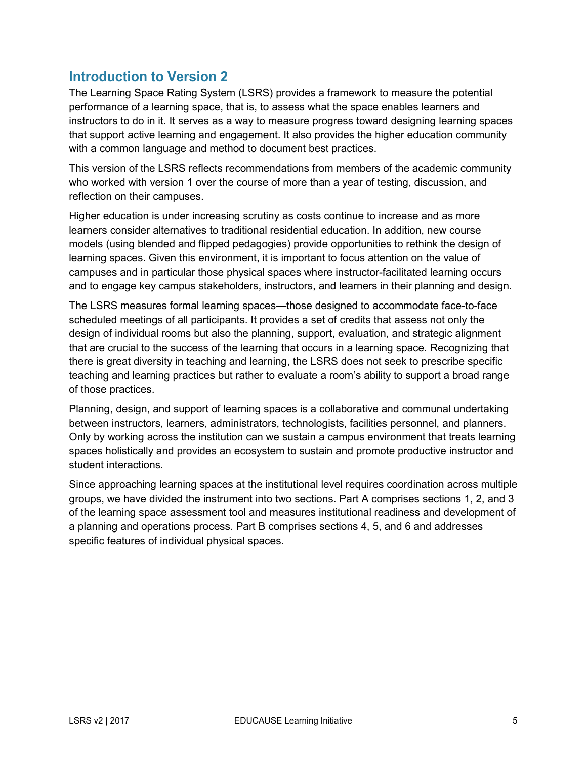## Introduction to Version 2

The Learning Space Rating System (LSRS) provides a framework to measure the potential performance of a learning space, that is, to assess what the space enables learners and instructors to do in it. It serves as a way to measure progress toward designing learning spaces that support active learning and engagement. It also provides the higher education community with a common language and method to document best practices.

This version of the LSRS reflects recommendations from members of the academic community who worked with version 1 over the course of more than a year of testing, discussion, and reflection on their campuses.

Higher education is under increasing scrutiny as costs continue to increase and as more learners consider alternatives to traditional residential education. In addition, new course models (using blended and flipped pedagogies) provide opportunities to rethink the design of learning spaces. Given this environment, it is important to focus attention on the value of campuses and in particular those physical spaces where instructor-facilitated learning occurs and to engage key campus stakeholders, instructors, and learners in their planning and design.

The LSRS measures formal learning spaces—those designed to accommodate face-to-face scheduled meetings of all participants. It provides a set of credits that assess not only the design of individual rooms but also the planning, support, evaluation, and strategic alignment that are crucial to the success of the learning that occurs in a learning space. Recognizing that there is great diversity in teaching and learning, the LSRS does not seek to prescribe specific teaching and learning practices but rather to evaluate a room's ability to support a broad range of those practices.

Planning, design, and support of learning spaces is a collaborative and communal undertaking between instructors, learners, administrators, technologists, facilities personnel, and planners. Only by working across the institution can we sustain a campus environment that treats learning spaces holistically and provides an ecosystem to sustain and promote productive instructor and student interactions.

Since approaching learning spaces at the institutional level requires coordination across multiple groups, we have divided the instrument into two sections. Part A comprises sections 1, 2, and 3 of the learning space assessment tool and measures institutional readiness and development of a planning and operations process. Part B comprises sections 4, 5, and 6 and addresses specific features of individual physical spaces.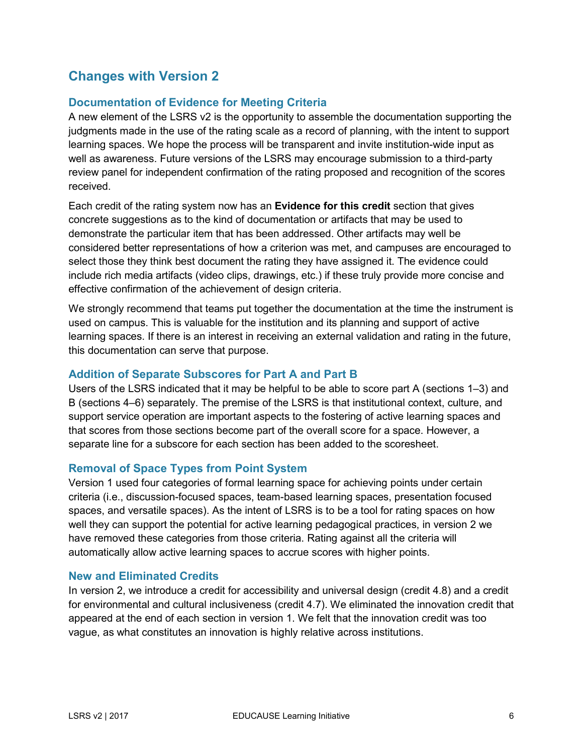## Changes with Version 2

### Documentation of Evidence for Meeting Criteria

A new element of the LSRS v2 is the opportunity to assemble the documentation supporting the judgments made in the use of the rating scale as a record of planning, with the intent to support learning spaces. We hope the process will be transparent and invite institution-wide input as well as awareness. Future versions of the LSRS may encourage submission to a third-party review panel for independent confirmation of the rating proposed and recognition of the scores received.

Each credit of the rating system now has an **Evidence for this credit** section that gives concrete suggestions as to the kind of documentation or artifacts that may be used to demonstrate the particular item that has been addressed. Other artifacts may well be considered better representations of how a criterion was met, and campuses are encouraged to select those they think best document the rating they have assigned it. The evidence could include rich media artifacts (video clips, drawings, etc.) if these truly provide more concise and effective confirmation of the achievement of design criteria.

We strongly recommend that teams put together the documentation at the time the instrument is used on campus. This is valuable for the institution and its planning and support of active learning spaces. If there is an interest in receiving an external validation and rating in the future, this documentation can serve that purpose.

### Addition of Separate Subscores for Part A and Part B

Users of the LSRS indicated that it may be helpful to be able to score part A (sections 1–3) and B (sections 4–6) separately. The premise of the LSRS is that institutional context, culture, and support service operation are important aspects to the fostering of active learning spaces and that scores from those sections become part of the overall score for a space. However, a separate line for a subscore for each section has been added to the scoresheet.

### Removal of Space Types from Point System

Version 1 used four categories of formal learning space for achieving points under certain criteria (i.e., discussion-focused spaces, team-based learning spaces, presentation focused spaces, and versatile spaces). As the intent of LSRS is to be a tool for rating spaces on how well they can support the potential for active learning pedagogical practices, in version 2 we have removed these categories from those criteria. Rating against all the criteria will automatically allow active learning spaces to accrue scores with higher points.

### New and Eliminated Credits

In version 2, we introduce a credit for accessibility and universal design (credit 4.8) and a credit for environmental and cultural inclusiveness (credit 4.7). We eliminated the innovation credit that appeared at the end of each section in version 1. We felt that the innovation credit was too vague, as what constitutes an innovation is highly relative across institutions.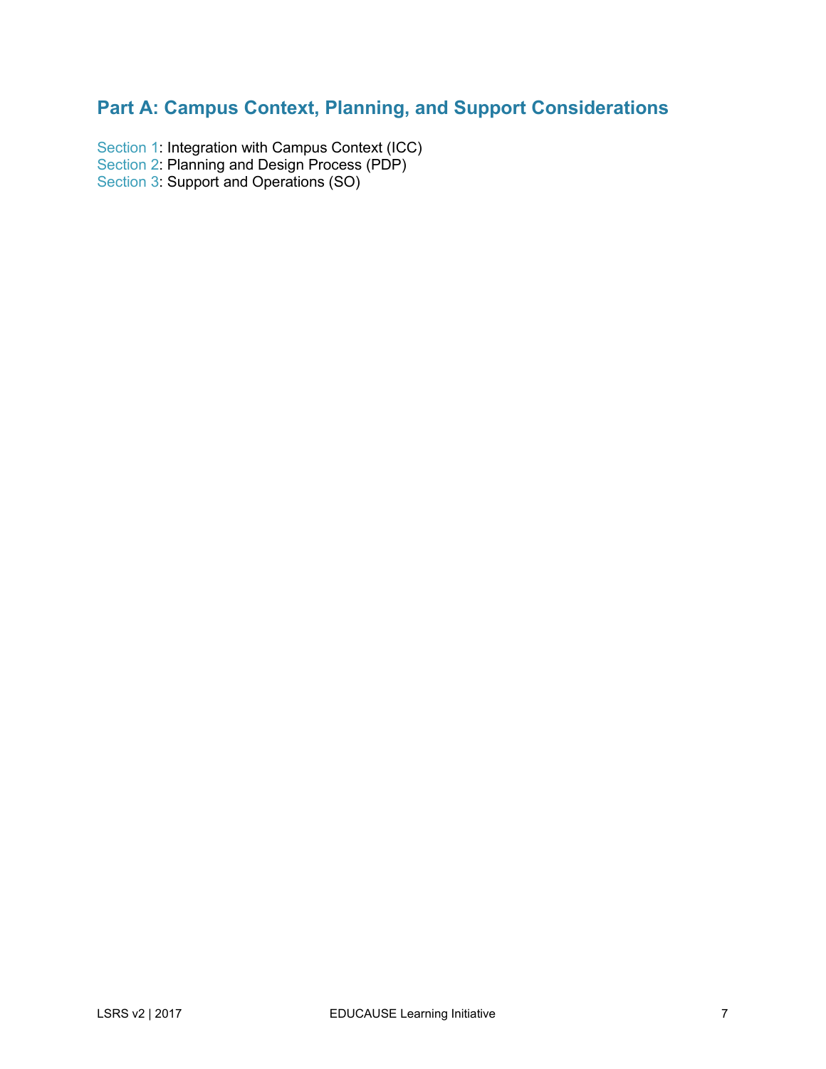## Part A: Campus Context, Planning, and Support Considerations

Section 1: Integration with Campus Context (ICC)
Section 2: Planning and Design Process (PDP)
Section 3: Support and Operations (SO)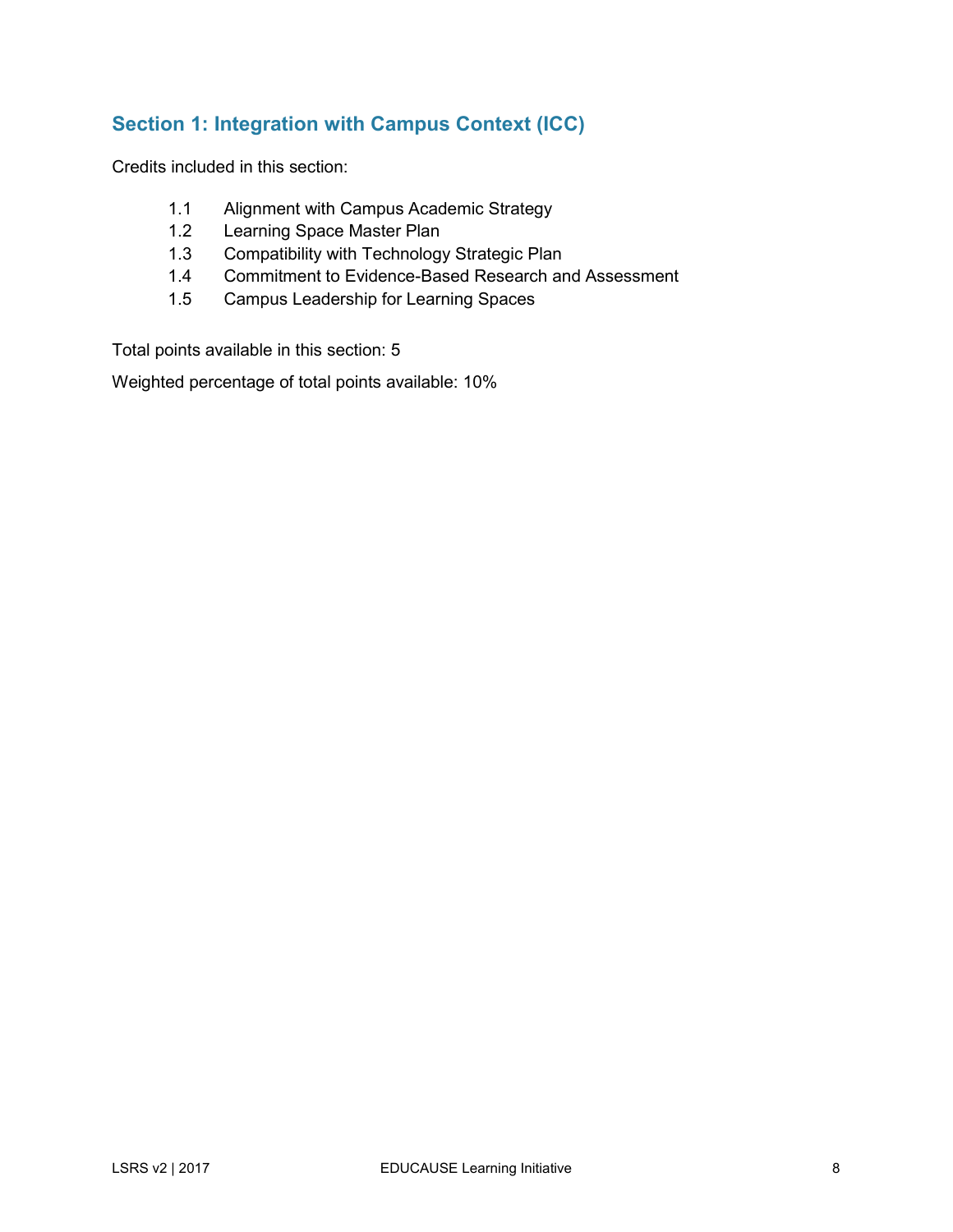## Section 1: Integration with Campus Context (ICC)

Credits included in this section:

- 1.1 Alignment with Campus Academic Strategy
- 1.2 Learning Space Master Plan
- 1.3 Compatibility with Technology Strategic Plan
- 1.4 Commitment to Evidence-Based Research and Assessment
- 1.5 Campus Leadership for Learning Spaces

Total points available in this section: 5

Weighted percentage of total points available: 10%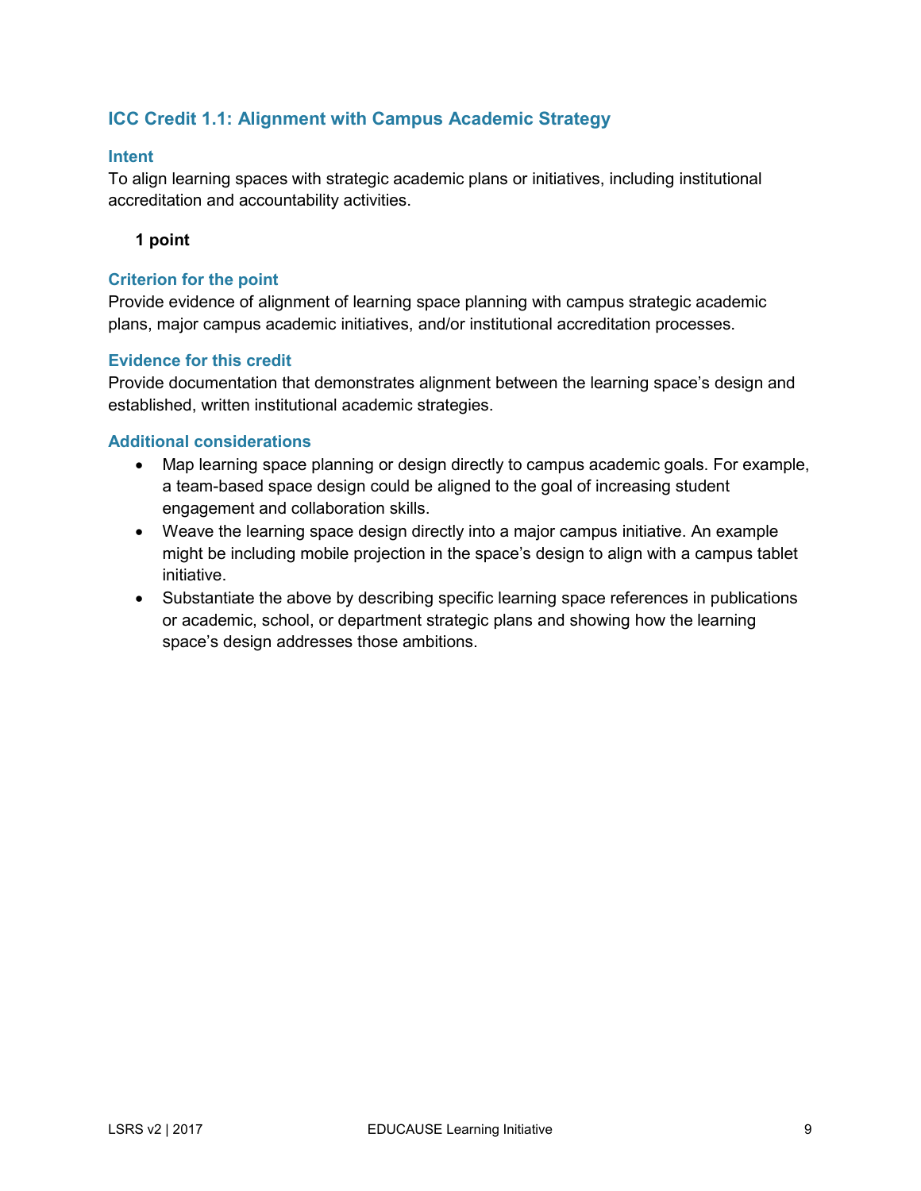## ICC Credit 1.1: Alignment with Campus Academic Strategy

### Intent

To align learning spaces with strategic academic plans or initiatives, including institutional accreditation and accountability activities.

**1 point**

### Criterion for the point

Provide evidence of alignment of learning space planning with campus strategic academic plans, major campus academic initiatives, and/or institutional accreditation processes.

### Evidence for this credit

Provide documentation that demonstrates alignment between the learning space's design and established, written institutional academic strategies.

### Additional considerations

- Map learning space planning or design directly to campus academic goals. For example, a team-based space design could be aligned to the goal of increasing student engagement and collaboration skills.
- Weave the learning space design directly into a major campus initiative. An example might be including mobile projection in the space's design to align with a campus tablet initiative.
- Substantiate the above by describing specific learning space references in publications or academic, school, or department strategic plans and showing how the learning space's design addresses those ambitions.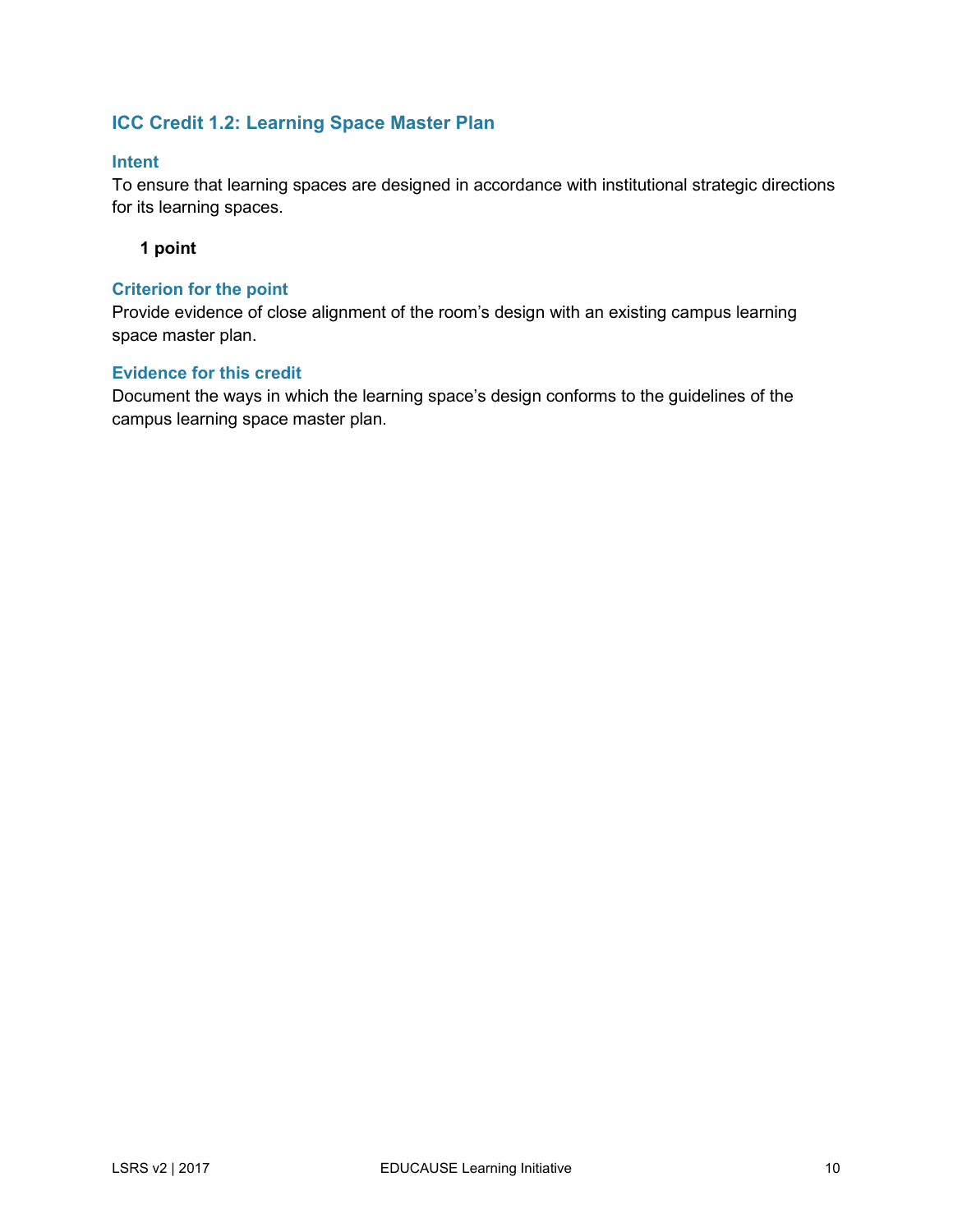## ICC Credit 1.2: Learning Space Master Plan

### Intent

To ensure that learning spaces are designed in accordance with institutional strategic directions for its learning spaces.

**1 point**

### Criterion for the point

Provide evidence of close alignment of the room's design with an existing campus learning space master plan.

### Evidence for this credit

Document the ways in which the learning space's design conforms to the guidelines of the campus learning space master plan.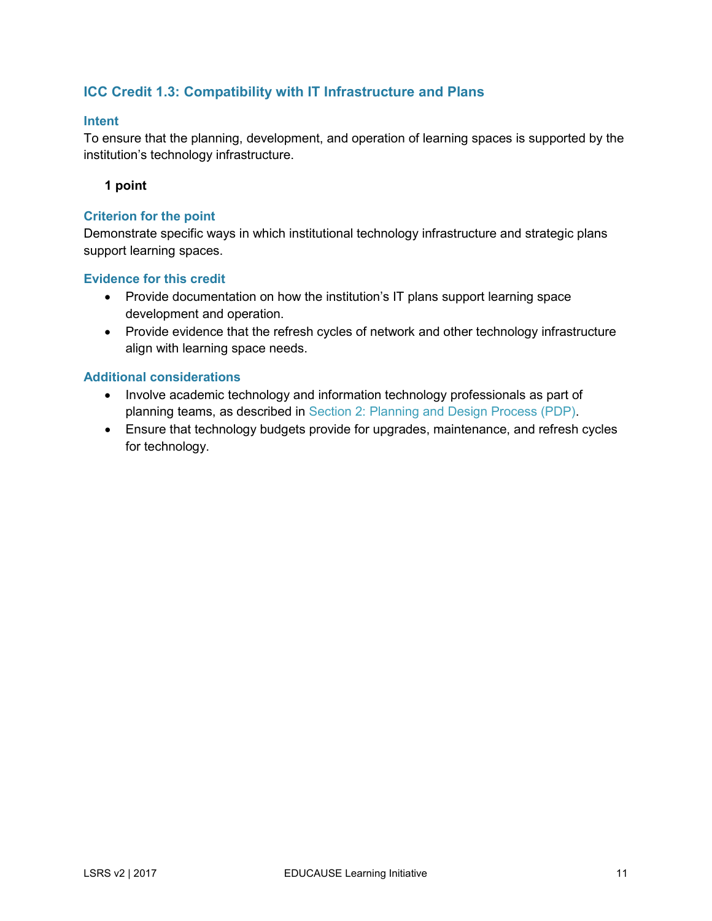## ICC Credit 1.3: Compatibility with IT Infrastructure and Plans

### Intent

To ensure that the planning, development, and operation of learning spaces is supported by the institution's technology infrastructure.

**1 point**

### Criterion for the point

Demonstrate specific ways in which institutional technology infrastructure and strategic plans support learning spaces.

### Evidence for this credit

- Provide documentation on how the institution's IT plans support learning space development and operation.
- Provide evidence that the refresh cycles of network and other technology infrastructure align with learning space needs.

### Additional considerations

- Involve academic technology and information technology professionals as part of planning teams, as described in Section 2: Planning and Design Process (PDP).
- Ensure that technology budgets provide for upgrades, maintenance, and refresh cycles for technology.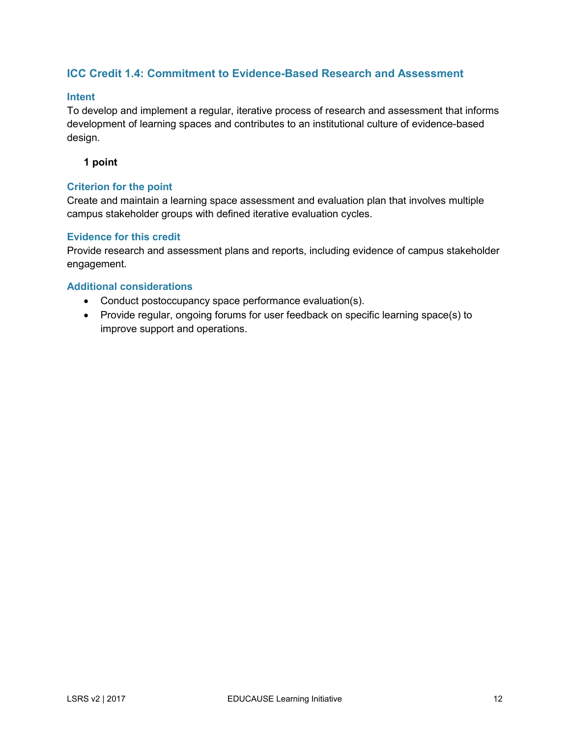## ICC Credit 1.4: Commitment to Evidence-Based Research and Assessment

### Intent

To develop and implement a regular, iterative process of research and assessment that informs development of learning spaces and contributes to an institutional culture of evidence-based design.

**1 point**

### Criterion for the point

Create and maintain a learning space assessment and evaluation plan that involves multiple campus stakeholder groups with defined iterative evaluation cycles.

### Evidence for this credit

Provide research and assessment plans and reports, including evidence of campus stakeholder engagement.

### Additional considerations

- Conduct postoccupancy space performance evaluation(s).
- Provide regular, ongoing forums for user feedback on specific learning space(s) to improve support and operations.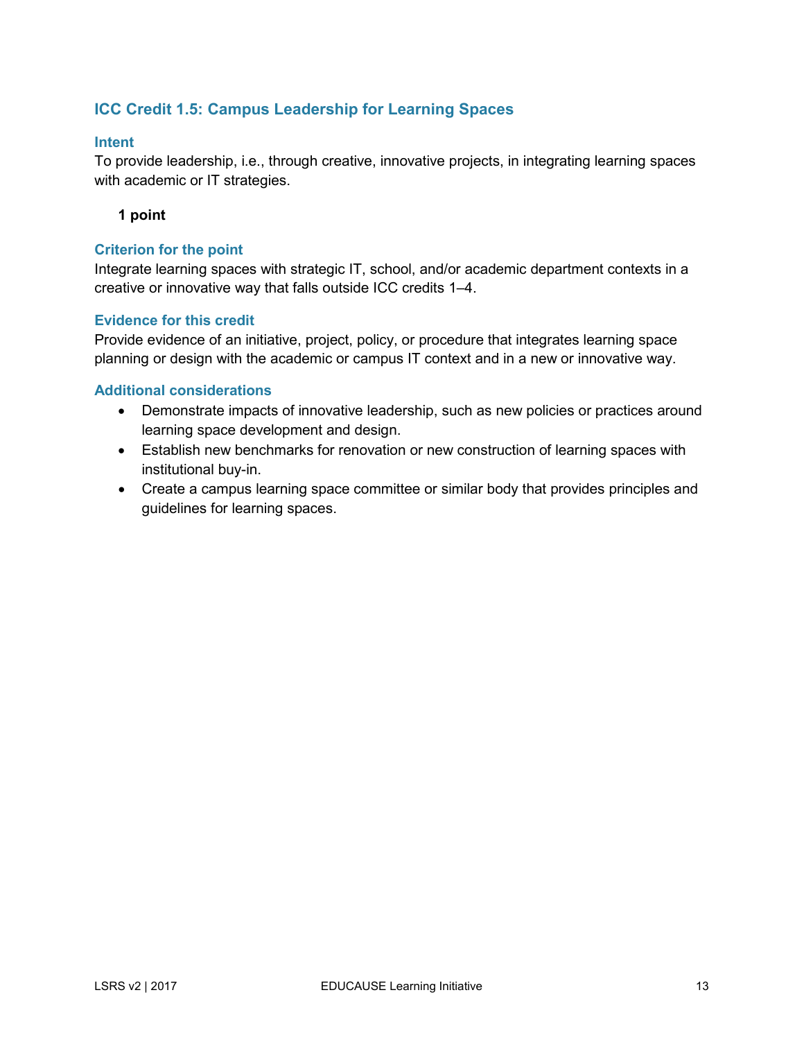## ICC Credit 1.5: Campus Leadership for Learning Spaces

### Intent

To provide leadership, i.e., through creative, innovative projects, in integrating learning spaces with academic or IT strategies.

**1 point**

### Criterion for the point

Integrate learning spaces with strategic IT, school, and/or academic department contexts in a creative or innovative way that falls outside ICC credits 1–4.

### Evidence for this credit

Provide evidence of an initiative, project, policy, or procedure that integrates learning space planning or design with the academic or campus IT context and in a new or innovative way.

### Additional considerations

- Demonstrate impacts of innovative leadership, such as new policies or practices around learning space development and design.
- Establish new benchmarks for renovation or new construction of learning spaces with institutional buy-in.
- Create a campus learning space committee or similar body that provides principles and guidelines for learning spaces.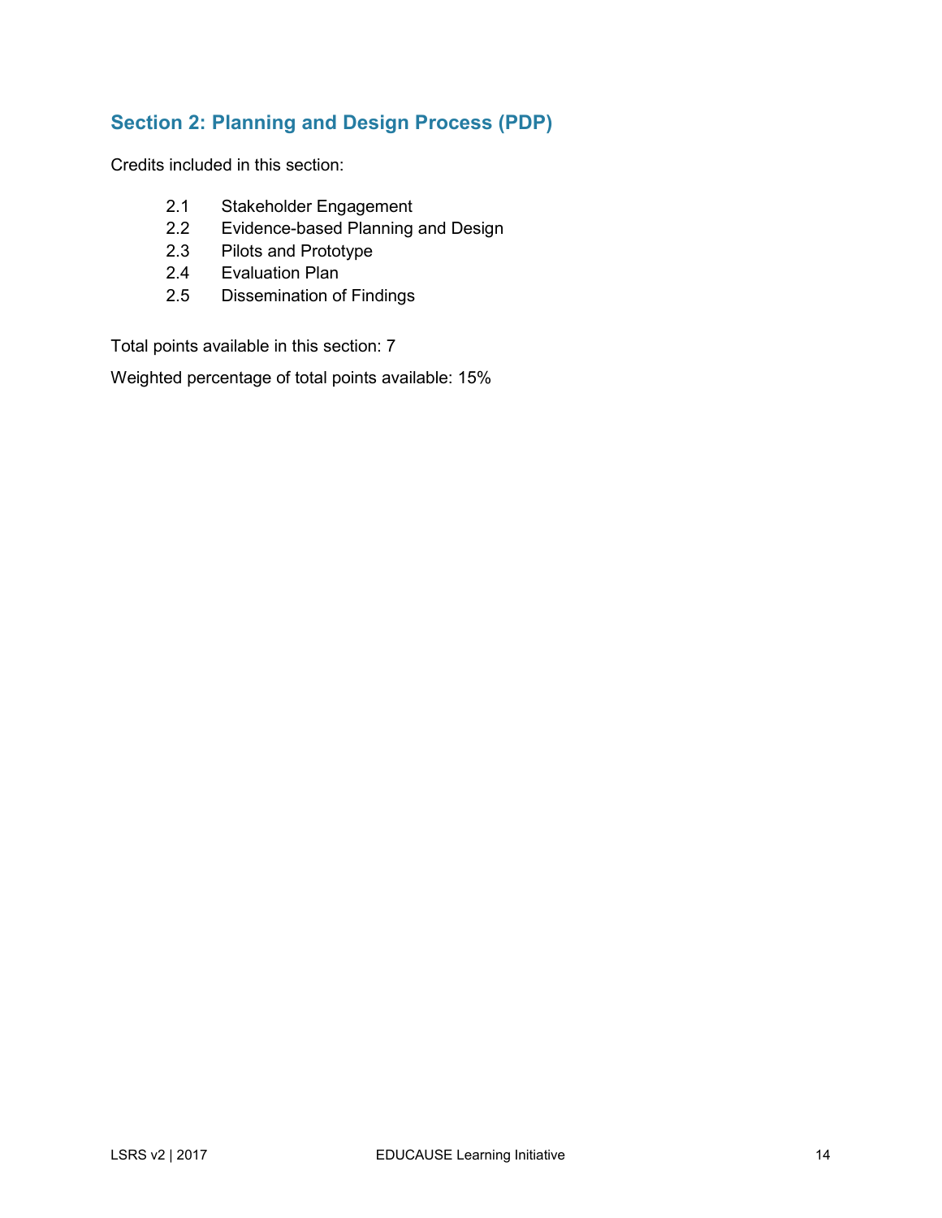## Section 2: Planning and Design Process (PDP)

Credits included in this section:

- 2.1 Stakeholder Engagement
- 2.2 Evidence-based Planning and Design
- 2.3 Pilots and Prototype
- 2.4 Evaluation Plan
- 2.5 Dissemination of Findings

Total points available in this section: 7

Weighted percentage of total points available: 15%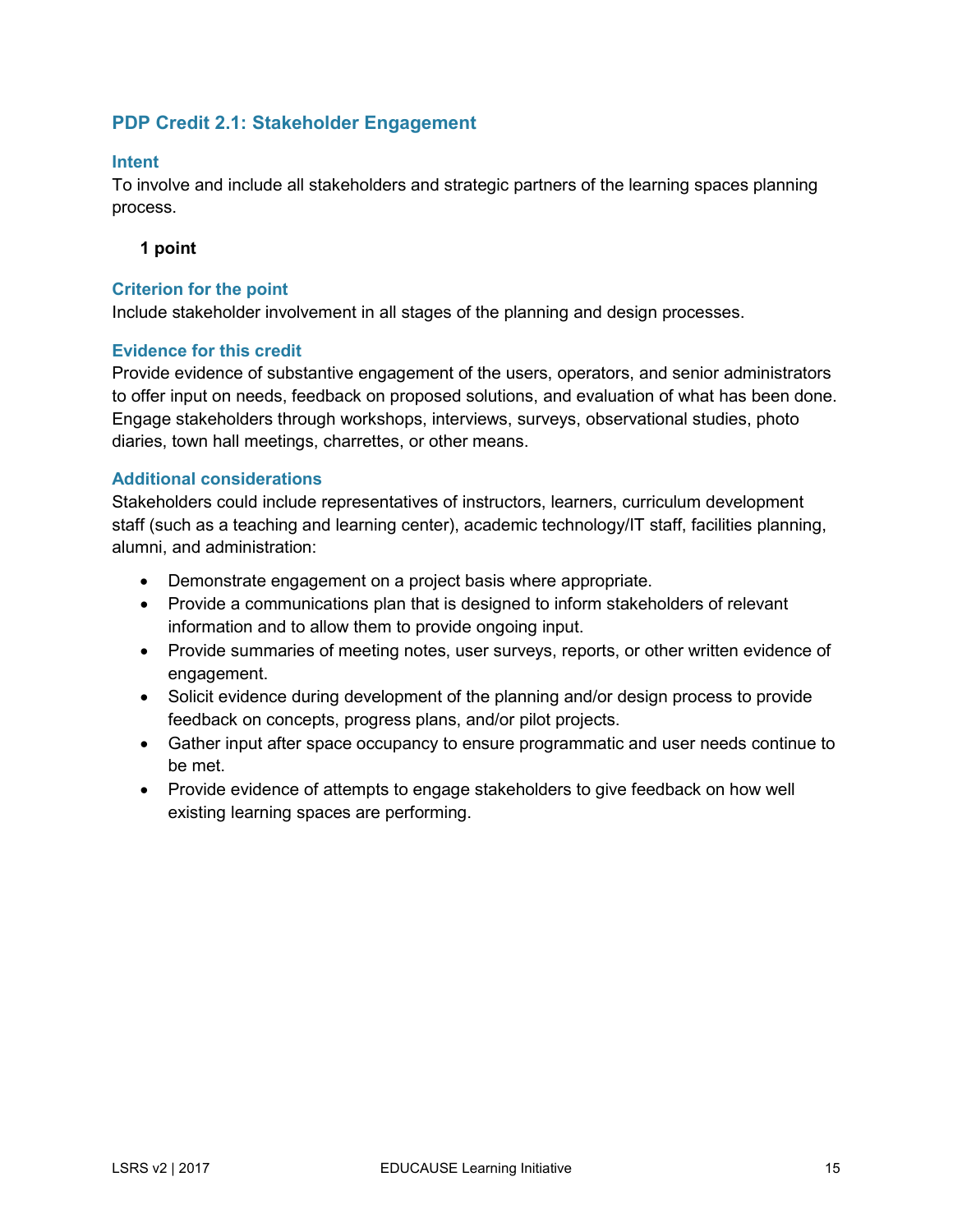## PDP Credit 2.1: Stakeholder Engagement

### Intent

To involve and include all stakeholders and strategic partners of the learning spaces planning process.

**1 point**

### Criterion for the point

Include stakeholder involvement in all stages of the planning and design processes.

### Evidence for this credit

Provide evidence of substantive engagement of the users, operators, and senior administrators to offer input on needs, feedback on proposed solutions, and evaluation of what has been done. Engage stakeholders through workshops, interviews, surveys, observational studies, photo diaries, town hall meetings, charrettes, or other means.

### Additional considerations

Stakeholders could include representatives of instructors, learners, curriculum development staff (such as a teaching and learning center), academic technology/IT staff, facilities planning, alumni, and administration:

- Demonstrate engagement on a project basis where appropriate.
- Provide a communications plan that is designed to inform stakeholders of relevant information and to allow them to provide ongoing input.
- Provide summaries of meeting notes, user surveys, reports, or other written evidence of engagement.
- Solicit evidence during development of the planning and/or design process to provide feedback on concepts, progress plans, and/or pilot projects.
- Gather input after space occupancy to ensure programmatic and user needs continue to be met.
- Provide evidence of attempts to engage stakeholders to give feedback on how well existing learning spaces are performing.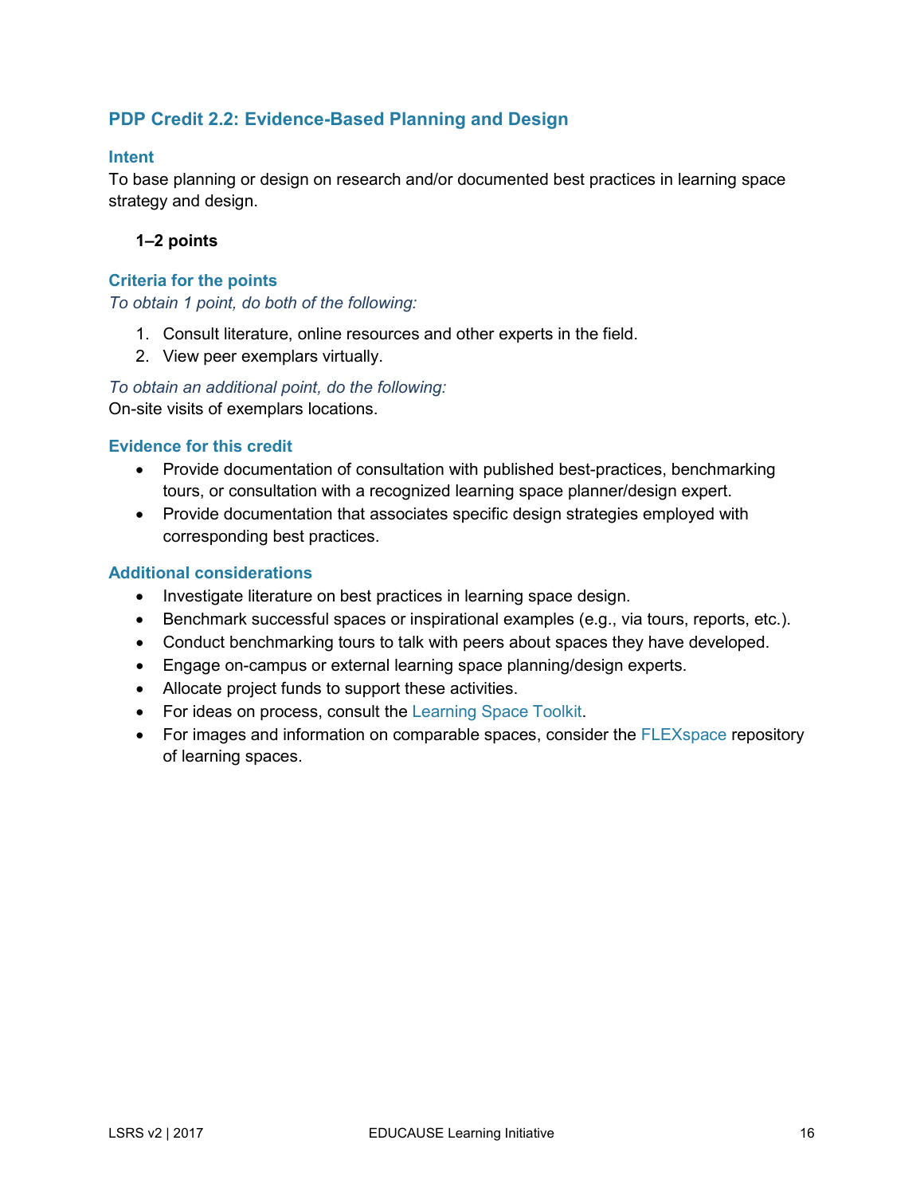## PDP Credit 2.2: Evidence-Based Planning and Design

### Intent

To base planning or design on research and/or documented best practices in learning space strategy and design.

**1–2 points**

### Criteria for the points

*To obtain 1 point, do both of the following:*

1. Consult literature, online resources and other experts in the field.
2. View peer exemplars virtually.

*To obtain an additional point, do the following:*

On-site visits of exemplars locations.

### Evidence for this credit

- Provide documentation of consultation with published best-practices, benchmarking tours, or consultation with a recognized learning space planner/design expert.
- Provide documentation that associates specific design strategies employed with corresponding best practices.

### Additional considerations

- Investigate literature on best practices in learning space design.
- Benchmark successful spaces or inspirational examples (e.g., via tours, reports, etc.).
- Conduct benchmarking tours to talk with peers about spaces they have developed.
- Engage on-campus or external learning space planning/design experts.
- Allocate project funds to support these activities.
- For ideas on process, consult the Learning Space Toolkit.
- For images and information on comparable spaces, consider the FLEXspace repository of learning spaces.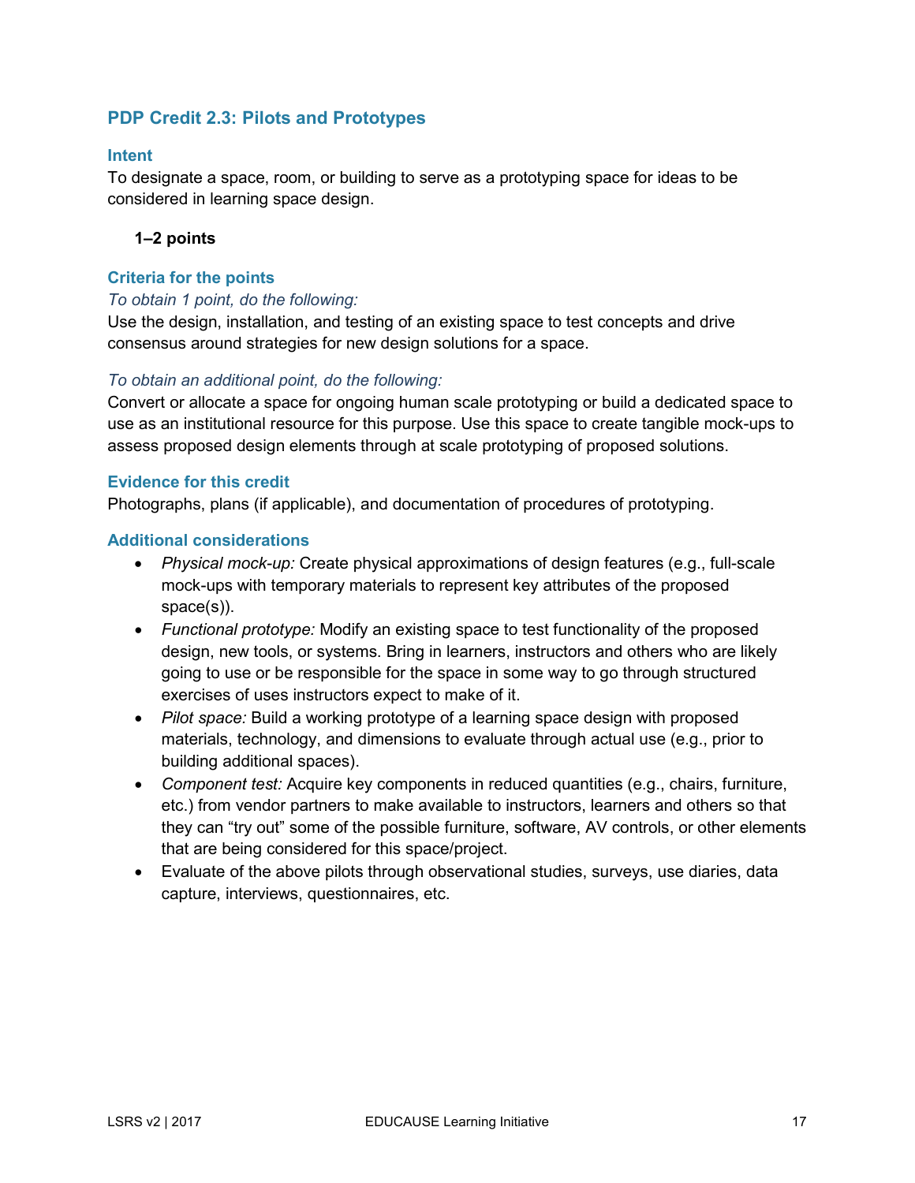## PDP Credit 2.3: Pilots and Prototypes

### Intent

To designate a space, room, or building to serve as a prototyping space for ideas to be considered in learning space design.

**1–2 points**

### Criteria for the points

*To obtain 1 point, do the following:*

Use the design, installation, and testing of an existing space to test concepts and drive consensus around strategies for new design solutions for a space.

*To obtain an additional point, do the following:*

Convert or allocate a space for ongoing human scale prototyping or build a dedicated space to use as an institutional resource for this purpose. Use this space to create tangible mock-ups to assess proposed design elements through at scale prototyping of proposed solutions.

### Evidence for this credit

Photographs, plans (if applicable), and documentation of procedures of prototyping.

### Additional considerations

- *Physical mock-up:* Create physical approximations of design features (e.g., full-scale mock-ups with temporary materials to represent key attributes of the proposed space(s)).
- *Functional prototype:* Modify an existing space to test functionality of the proposed design, new tools, or systems. Bring in learners, instructors and others who are likely going to use or be responsible for the space in some way to go through structured exercises of uses instructors expect to make of it.
- *Pilot space:* Build a working prototype of a learning space design with proposed materials, technology, and dimensions to evaluate through actual use (e.g., prior to building additional spaces).
- *Component test:* Acquire key components in reduced quantities (e.g., chairs, furniture, etc.) from vendor partners to make available to instructors, learners and others so that they can “try out” some of the possible furniture, software, AV controls, or other elements that are being considered for this space/project.
- Evaluate of the above pilots through observational studies, surveys, use diaries, data capture, interviews, questionnaires, etc.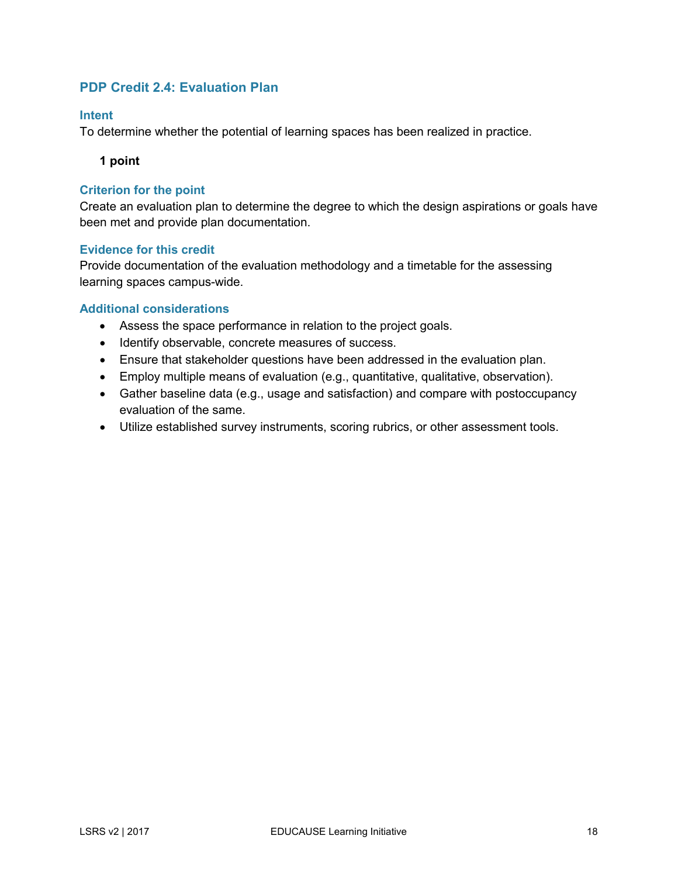## PDP Credit 2.4: Evaluation Plan

### Intent

To determine whether the potential of learning spaces has been realized in practice.

**1 point**

### Criterion for the point

Create an evaluation plan to determine the degree to which the design aspirations or goals have been met and provide plan documentation.

### Evidence for this credit

Provide documentation of the evaluation methodology and a timetable for the assessing learning spaces campus-wide.

### Additional considerations

- Assess the space performance in relation to the project goals.
- Identify observable, concrete measures of success.
- Ensure that stakeholder questions have been addressed in the evaluation plan.
- Employ multiple means of evaluation (e.g., quantitative, qualitative, observation).
- Gather baseline data (e.g., usage and satisfaction) and compare with postoccupancy evaluation of the same.
- Utilize established survey instruments, scoring rubrics, or other assessment tools.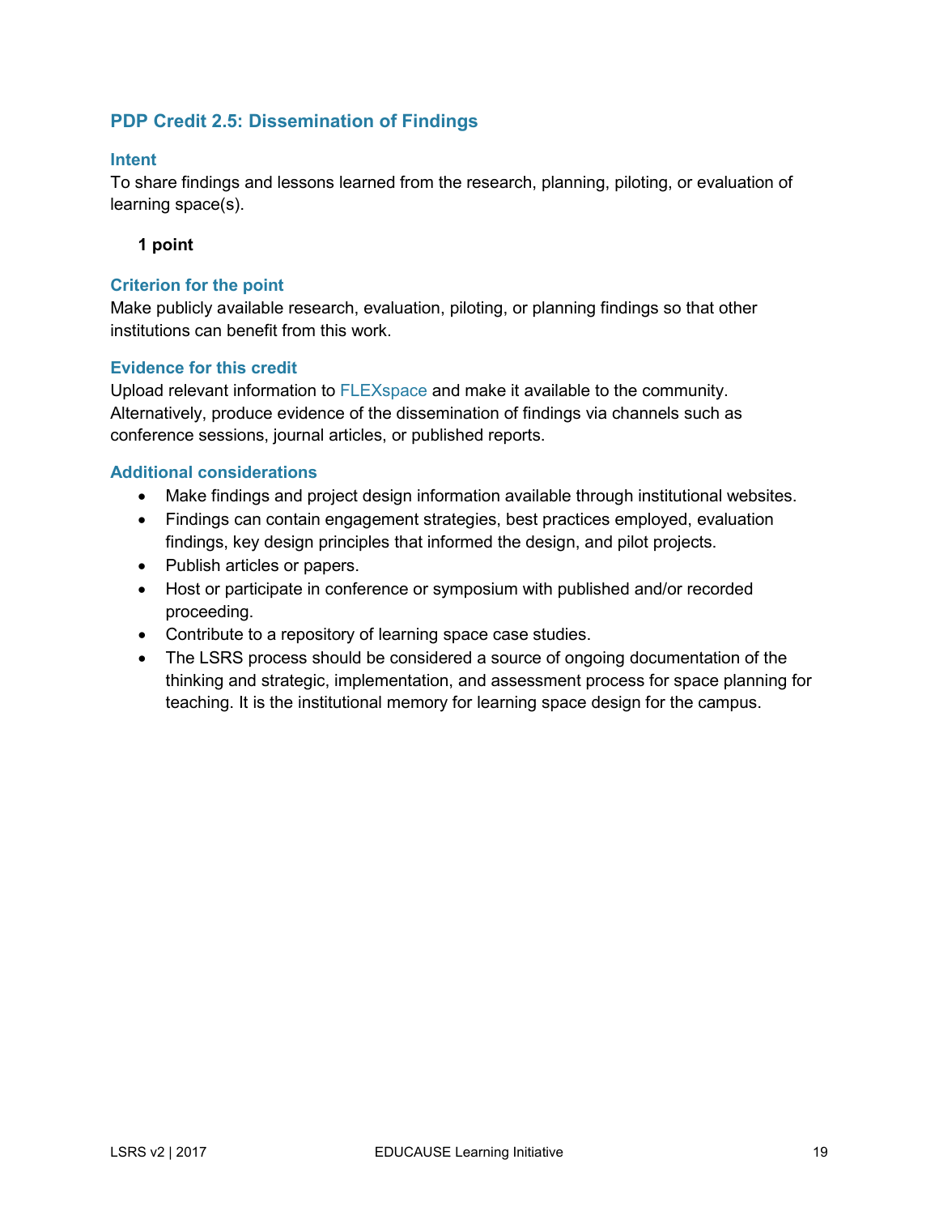## PDP Credit 2.5: Dissemination of Findings

### Intent

To share findings and lessons learned from the research, planning, piloting, or evaluation of learning space(s).

**1 point**

### Criterion for the point

Make publicly available research, evaluation, piloting, or planning findings so that other institutions can benefit from this work.

### Evidence for this credit

Upload relevant information to FLEXspace and make it available to the community. Alternatively, produce evidence of the dissemination of findings via channels such as conference sessions, journal articles, or published reports.

### Additional considerations

- Make findings and project design information available through institutional websites.
- Findings can contain engagement strategies, best practices employed, evaluation findings, key design principles that informed the design, and pilot projects.
- Publish articles or papers.
- Host or participate in conference or symposium with published and/or recorded proceeding.
- Contribute to a repository of learning space case studies.
- The LSRS process should be considered a source of ongoing documentation of the thinking and strategic, implementation, and assessment process for space planning for teaching. It is the institutional memory for learning space design for the campus.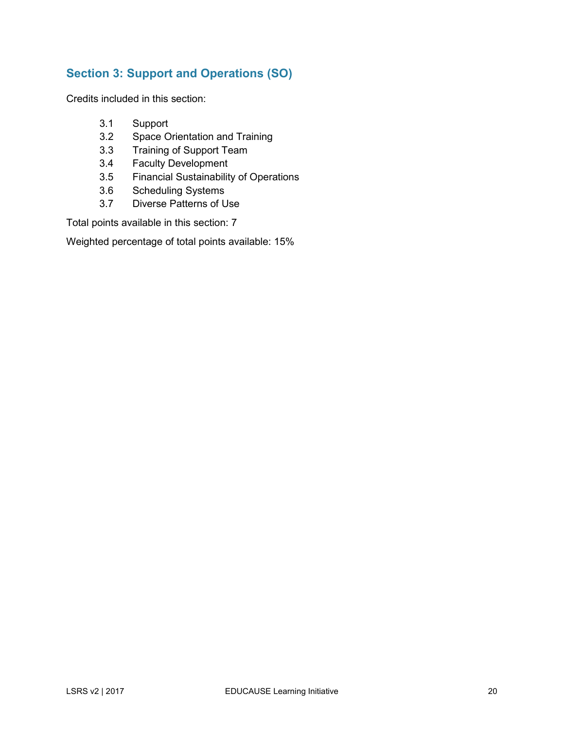## Section 3: Support and Operations (SO)

Credits included in this section:

- 3.1 Support
- 3.2 Space Orientation and Training
- 3.3 Training of Support Team
- 3.4 Faculty Development
- 3.5 Financial Sustainability of Operations
- 3.6 Scheduling Systems
- 3.7 Diverse Patterns of Use

Total points available in this section: 7

Weighted percentage of total points available: 15%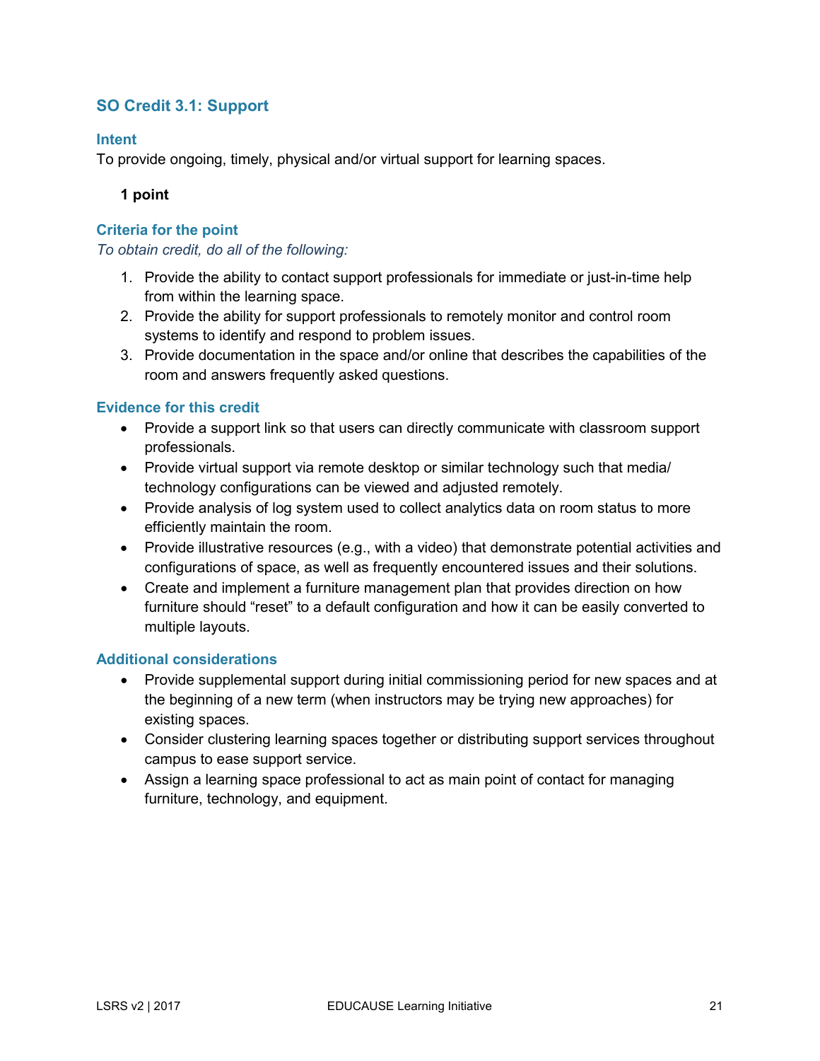## SO Credit 3.1: Support

### Intent

To provide ongoing, timely, physical and/or virtual support for learning spaces.

**1 point**

### Criteria for the point

*To obtain credit, do all of the following:*

1. Provide the ability to contact support professionals for immediate or just-in-time help from within the learning space.
2. Provide the ability for support professionals to remotely monitor and control room systems to identify and respond to problem issues.
3. Provide documentation in the space and/or online that describes the capabilities of the room and answers frequently asked questions.

### Evidence for this credit

- Provide a support link so that users can directly communicate with classroom support professionals.
- Provide virtual support via remote desktop or similar technology such that media/ technology configurations can be viewed and adjusted remotely.
- Provide analysis of log system used to collect analytics data on room status to more efficiently maintain the room.
- Provide illustrative resources (e.g., with a video) that demonstrate potential activities and configurations of space, as well as frequently encountered issues and their solutions.
- Create and implement a furniture management plan that provides direction on how furniture should "reset" to a default configuration and how it can be easily converted to multiple layouts.

### Additional considerations

- Provide supplemental support during initial commissioning period for new spaces and at the beginning of a new term (when instructors may be trying new approaches) for existing spaces.
- Consider clustering learning spaces together or distributing support services throughout campus to ease support service.
- Assign a learning space professional to act as main point of contact for managing furniture, technology, and equipment.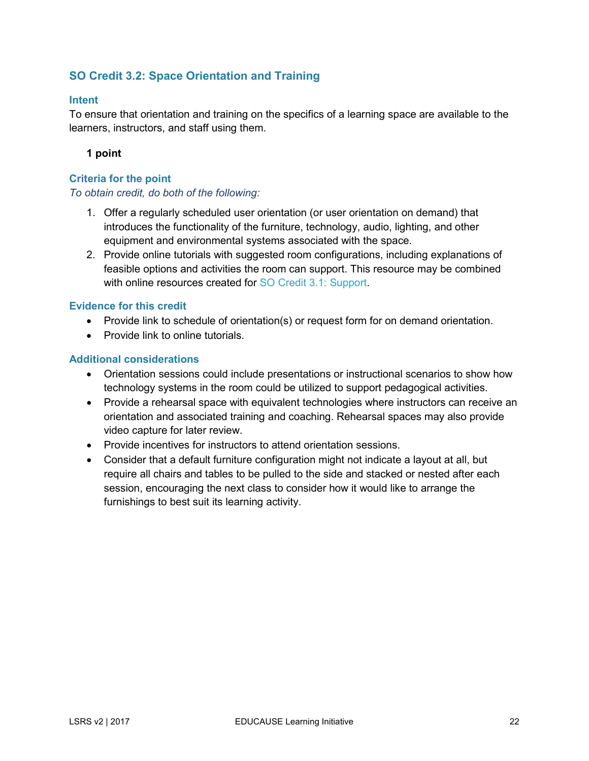## SO Credit 3.2: Space Orientation and Training

### Intent

To ensure that orientation and training on the specifics of a learning space are available to the learners, instructors, and staff using them.

**1 point**

### Criteria for the point

*To obtain credit, do both of the following:*

1. Offer a regularly scheduled user orientation (or user orientation on demand) that introduces the functionality of the furniture, technology, audio, lighting, and other equipment and environmental systems associated with the space.
2. Provide online tutorials with suggested room configurations, including explanations of feasible options and activities the room can support. This resource may be combined with online resources created for SO Credit 3.1: Support.

### Evidence for this credit

- Provide link to schedule of orientation(s) or request form for on demand orientation.
- Provide link to online tutorials.

### Additional considerations

- Orientation sessions could include presentations or instructional scenarios to show how technology systems in the room could be utilized to support pedagogical activities.
- Provide a rehearsal space with equivalent technologies where instructors can receive an orientation and associated training and coaching. Rehearsal spaces may also provide video capture for later review.
- Provide incentives for instructors to attend orientation sessions.
- Consider that a default furniture configuration might not indicate a layout at all, but require all chairs and tables to be pulled to the side and stacked or nested after each session, encouraging the next class to consider how it would like to arrange the furnishings to best suit its learning activity.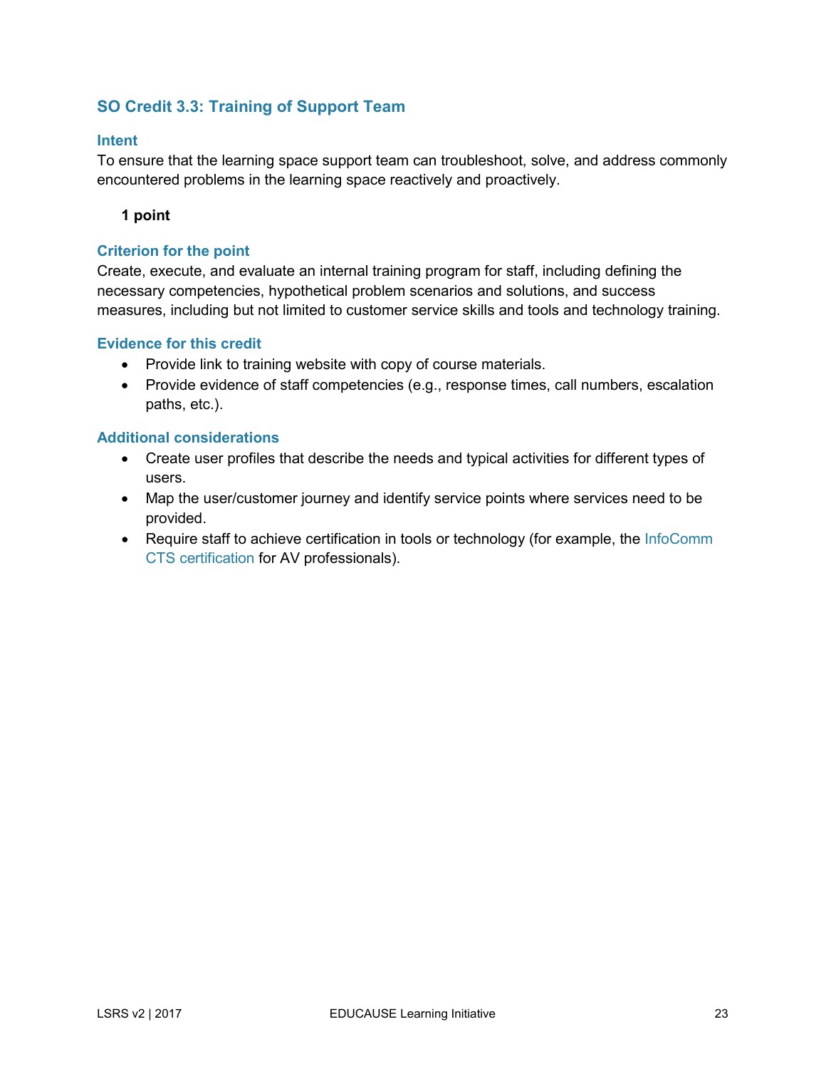## SO Credit 3.3: Training of Support Team

### Intent

To ensure that the learning space support team can troubleshoot, solve, and address commonly encountered problems in the learning space reactively and proactively.

**1 point**

### Criterion for the point

Create, execute, and evaluate an internal training program for staff, including defining the necessary competencies, hypothetical problem scenarios and solutions, and success measures, including but not limited to customer service skills and tools and technology training.

### Evidence for this credit

- Provide link to training website with copy of course materials.
- Provide evidence of staff competencies (e.g., response times, call numbers, escalation paths, etc.).

### Additional considerations

- Create user profiles that describe the needs and typical activities for different types of users.
- Map the user/customer journey and identify service points where services need to be provided.
- Require staff to achieve certification in tools or technology (for example, the InfoComm CTS certification for AV professionals).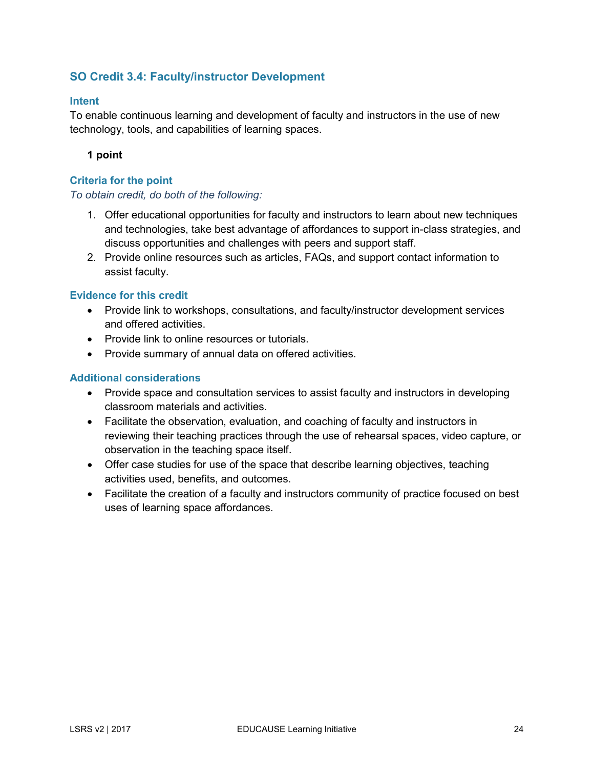## SO Credit 3.4: Faculty/instructor Development

### Intent

To enable continuous learning and development of faculty and instructors in the use of new technology, tools, and capabilities of learning spaces.

**1 point**

### Criteria for the point

*To obtain credit, do both of the following:*

1. Offer educational opportunities for faculty and instructors to learn about new techniques and technologies, take best advantage of affordances to support in-class strategies, and discuss opportunities and challenges with peers and support staff.
2. Provide online resources such as articles, FAQs, and support contact information to assist faculty.

### Evidence for this credit

- Provide link to workshops, consultations, and faculty/instructor development services and offered activities.
- Provide link to online resources or tutorials.
- Provide summary of annual data on offered activities.

### Additional considerations

- Provide space and consultation services to assist faculty and instructors in developing classroom materials and activities.
- Facilitate the observation, evaluation, and coaching of faculty and instructors in reviewing their teaching practices through the use of rehearsal spaces, video capture, or observation in the teaching space itself.
- Offer case studies for use of the space that describe learning objectives, teaching activities used, benefits, and outcomes.
- Facilitate the creation of a faculty and instructors community of practice focused on best uses of learning space affordances.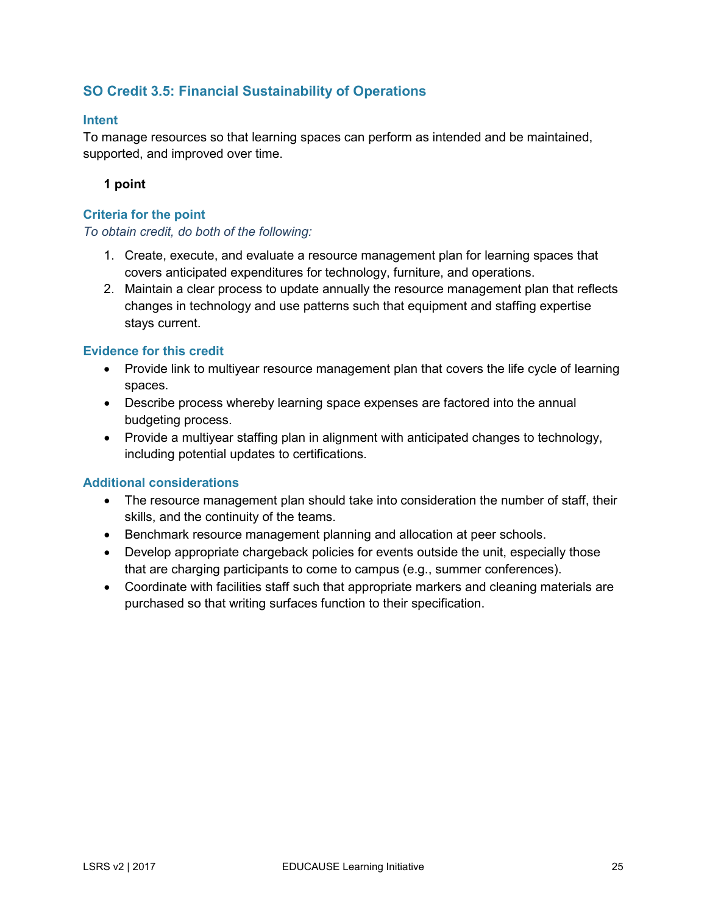## SO Credit 3.5: Financial Sustainability of Operations

### Intent

To manage resources so that learning spaces can perform as intended and be maintained, supported, and improved over time.

**1 point**

### Criteria for the point

*To obtain credit, do both of the following:*

1. Create, execute, and evaluate a resource management plan for learning spaces that covers anticipated expenditures for technology, furniture, and operations.
2. Maintain a clear process to update annually the resource management plan that reflects changes in technology and use patterns such that equipment and staffing expertise stays current.

### Evidence for this credit

- Provide link to multiyear resource management plan that covers the life cycle of learning spaces.
- Describe process whereby learning space expenses are factored into the annual budgeting process.
- Provide a multiyear staffing plan in alignment with anticipated changes to technology, including potential updates to certifications.

### Additional considerations

- The resource management plan should take into consideration the number of staff, their skills, and the continuity of the teams.
- Benchmark resource management planning and allocation at peer schools.
- Develop appropriate chargeback policies for events outside the unit, especially those that are charging participants to come to campus (e.g., summer conferences).
- Coordinate with facilities staff such that appropriate markers and cleaning materials are purchased so that writing surfaces function to their specification.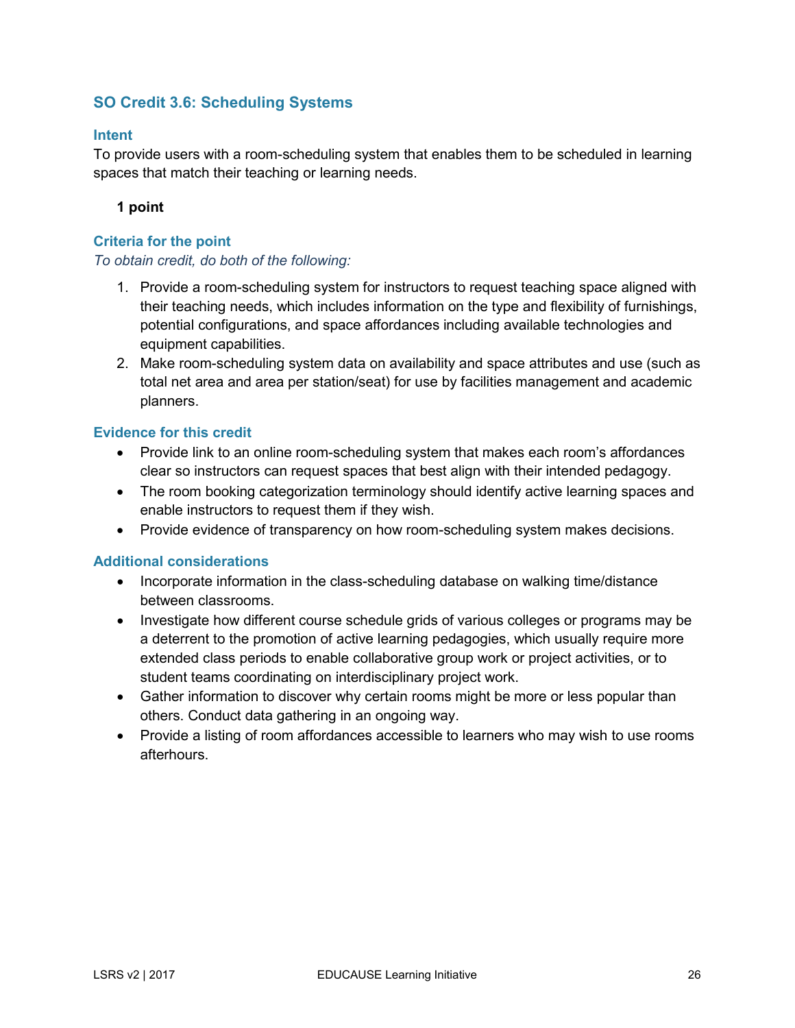## SO Credit 3.6: Scheduling Systems

### Intent

To provide users with a room-scheduling system that enables them to be scheduled in learning spaces that match their teaching or learning needs.

**1 point**

### Criteria for the point

*To obtain credit, do both of the following:*

1. Provide a room-scheduling system for instructors to request teaching space aligned with their teaching needs, which includes information on the type and flexibility of furnishings, potential configurations, and space affordances including available technologies and equipment capabilities.
2. Make room-scheduling system data on availability and space attributes and use (such as total net area and area per station/seat) for use by facilities management and academic planners.

### Evidence for this credit

- Provide link to an online room-scheduling system that makes each room's affordances clear so instructors can request spaces that best align with their intended pedagogy.
- The room booking categorization terminology should identify active learning spaces and enable instructors to request them if they wish.
- Provide evidence of transparency on how room-scheduling system makes decisions.

### Additional considerations

- Incorporate information in the class-scheduling database on walking time/distance between classrooms.
- Investigate how different course schedule grids of various colleges or programs may be a deterrent to the promotion of active learning pedagogies, which usually require more extended class periods to enable collaborative group work or project activities, or to student teams coordinating on interdisciplinary project work.
- Gather information to discover why certain rooms might be more or less popular than others. Conduct data gathering in an ongoing way.
- Provide a listing of room affordances accessible to learners who may wish to use rooms afterhours.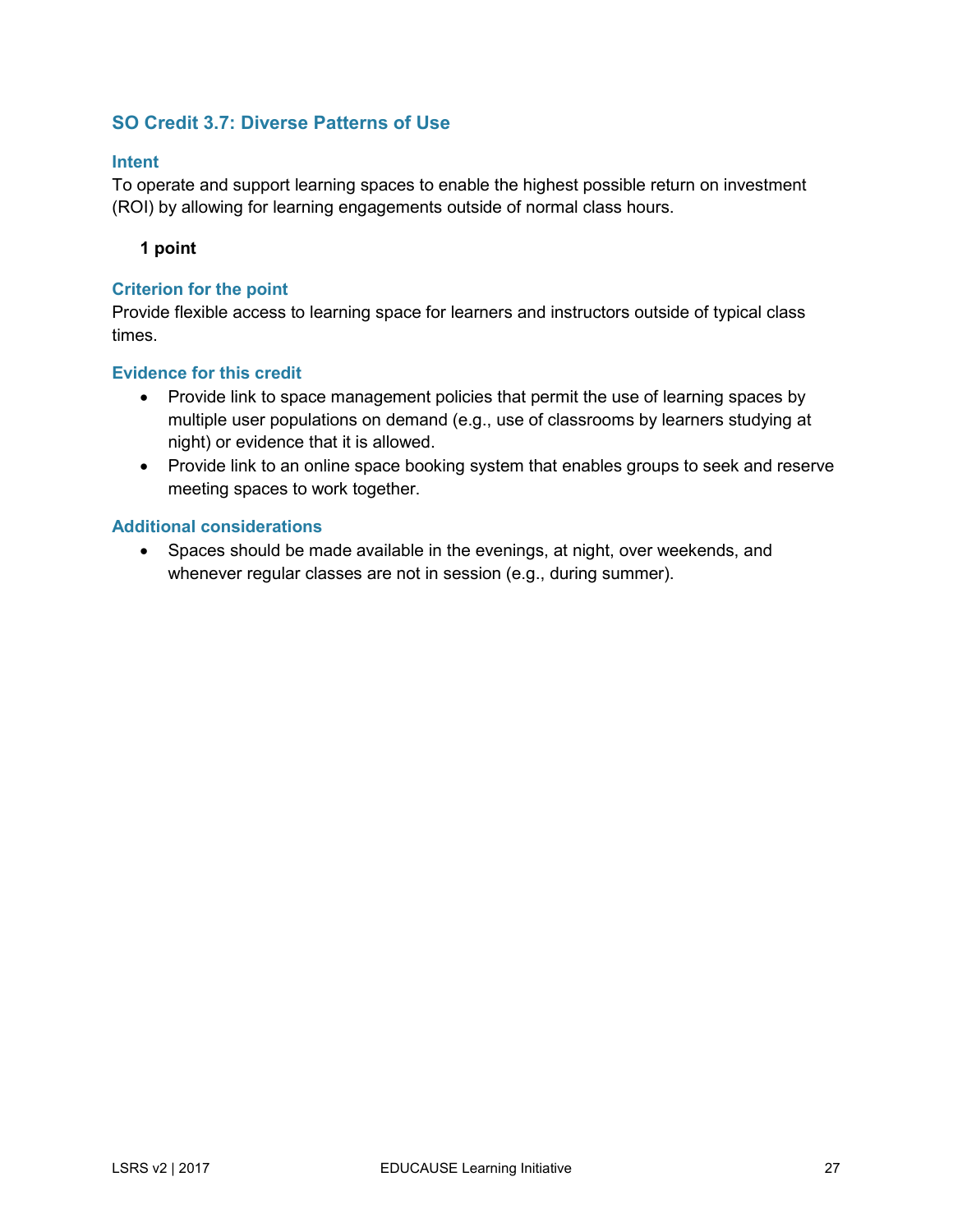## SO Credit 3.7: Diverse Patterns of Use

### Intent

To operate and support learning spaces to enable the highest possible return on investment (ROI) by allowing for learning engagements outside of normal class hours.

**1 point**

### Criterion for the point

Provide flexible access to learning space for learners and instructors outside of typical class times.

### Evidence for this credit

- Provide link to space management policies that permit the use of learning spaces by multiple user populations on demand (e.g., use of classrooms by learners studying at night) or evidence that it is allowed.
- Provide link to an online space booking system that enables groups to seek and reserve meeting spaces to work together.

### Additional considerations

- Spaces should be made available in the evenings, at night, over weekends, and whenever regular classes are not in session (e.g., during summer).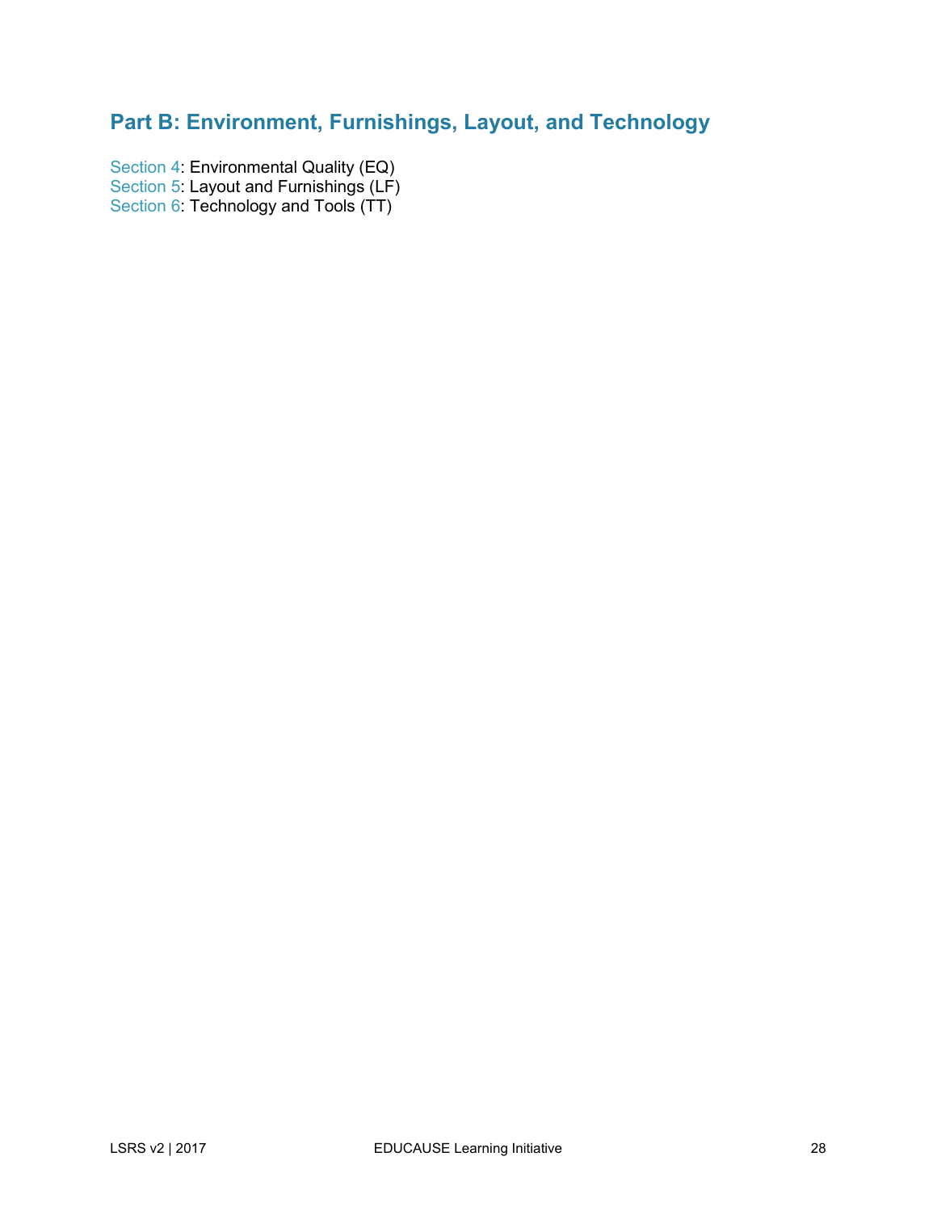## Part B: Environment, Furnishings, Layout, and Technology

Section 4: Environmental Quality (EQ)
Section 5: Layout and Furnishings (LF)
Section 6: Technology and Tools (TT)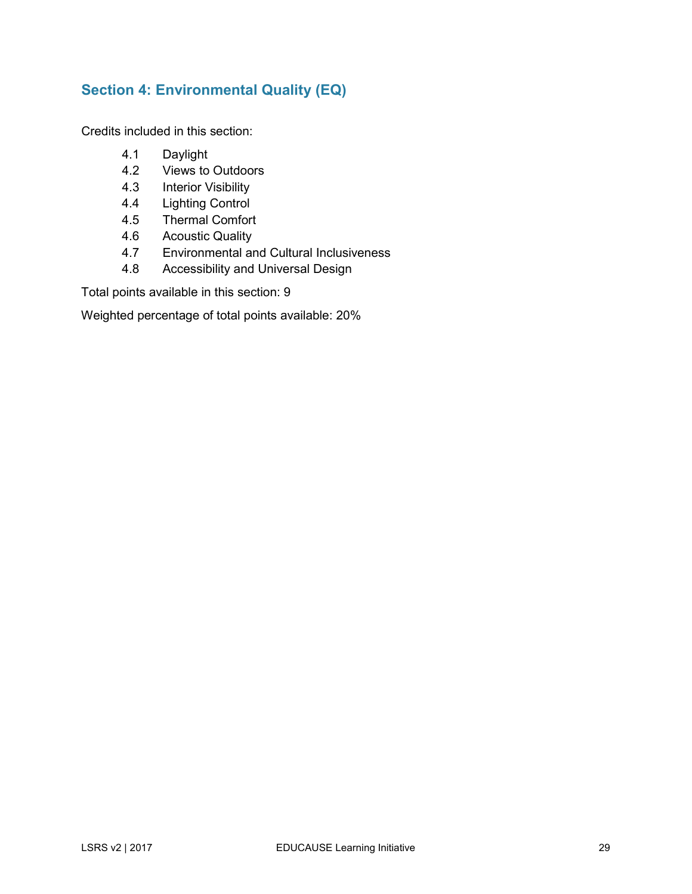## Section 4: Environmental Quality (EQ)

Credits included in this section:

- 4.1 Daylight
- 4.2 Views to Outdoors
- 4.3 Interior Visibility
- 4.4 Lighting Control
- 4.5 Thermal Comfort
- 4.6 Acoustic Quality
- 4.7 Environmental and Cultural Inclusiveness
- 4.8 Accessibility and Universal Design

Total points available in this section: 9

Weighted percentage of total points available: 20%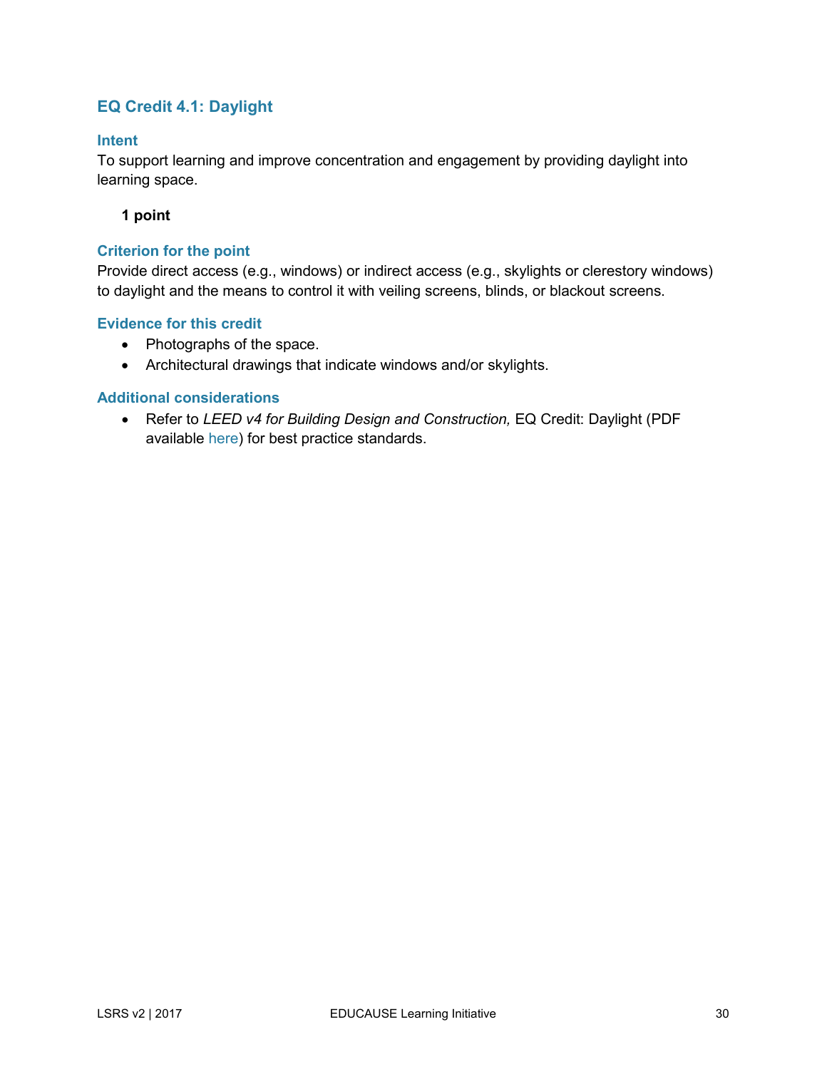## EQ Credit 4.1: Daylight

### Intent

To support learning and improve concentration and engagement by providing daylight into learning space.

**1 point**

### Criterion for the point

Provide direct access (e.g., windows) or indirect access (e.g., skylights or clerestory windows) to daylight and the means to control it with veiling screens, blinds, or blackout screens.

### Evidence for this credit

- Photographs of the space.
- Architectural drawings that indicate windows and/or skylights.

### Additional considerations

- Refer to *LEED v4 for Building Design and Construction,* EQ Credit: Daylight (PDF available here) for best practice standards.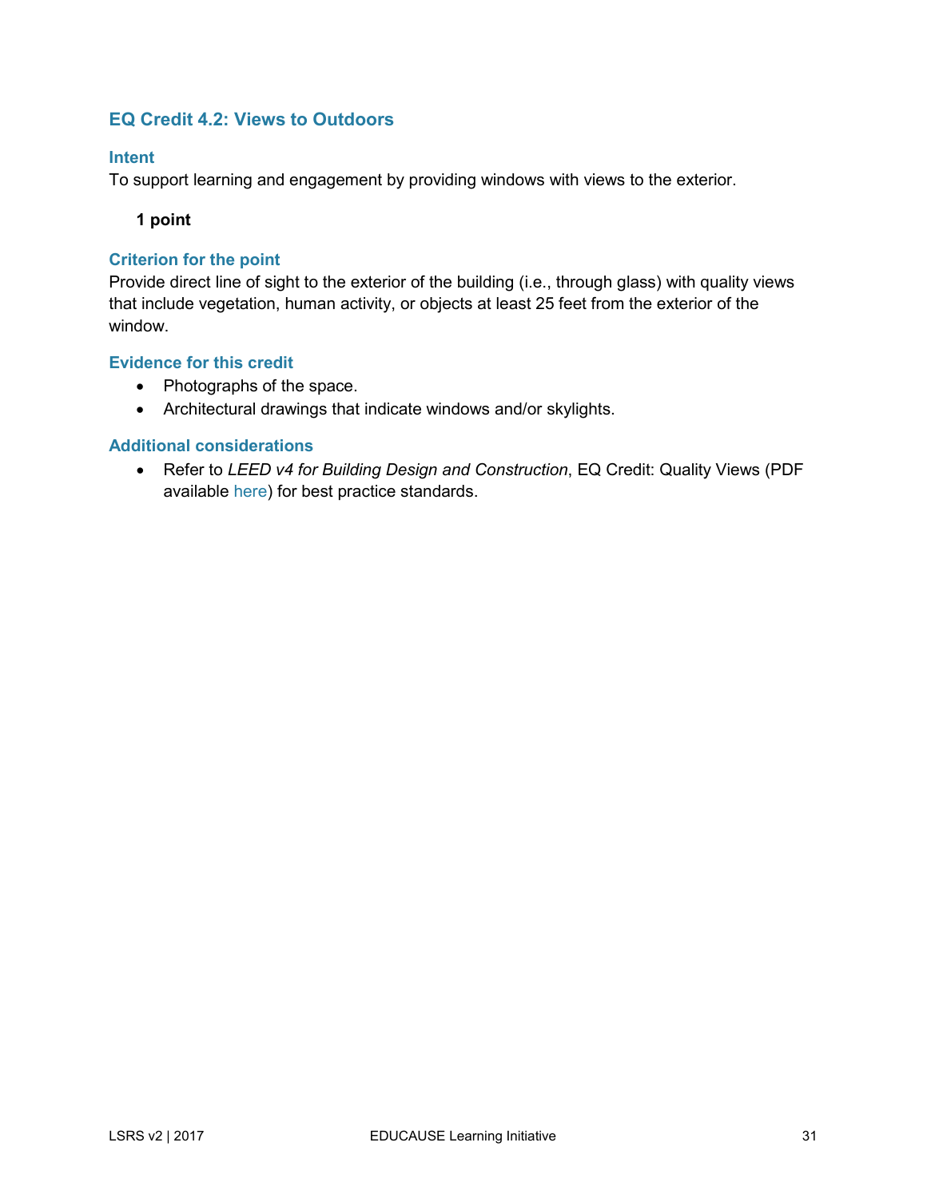## EQ Credit 4.2: Views to Outdoors

### Intent

To support learning and engagement by providing windows with views to the exterior.

**1 point**

### Criterion for the point

Provide direct line of sight to the exterior of the building (i.e., through glass) with quality views that include vegetation, human activity, or objects at least 25 feet from the exterior of the window.

### Evidence for this credit

- Photographs of the space.
- Architectural drawings that indicate windows and/or skylights.

### Additional considerations

- Refer to *LEED v4 for Building Design and Construction*, EQ Credit: Quality Views (PDF available here) for best practice standards.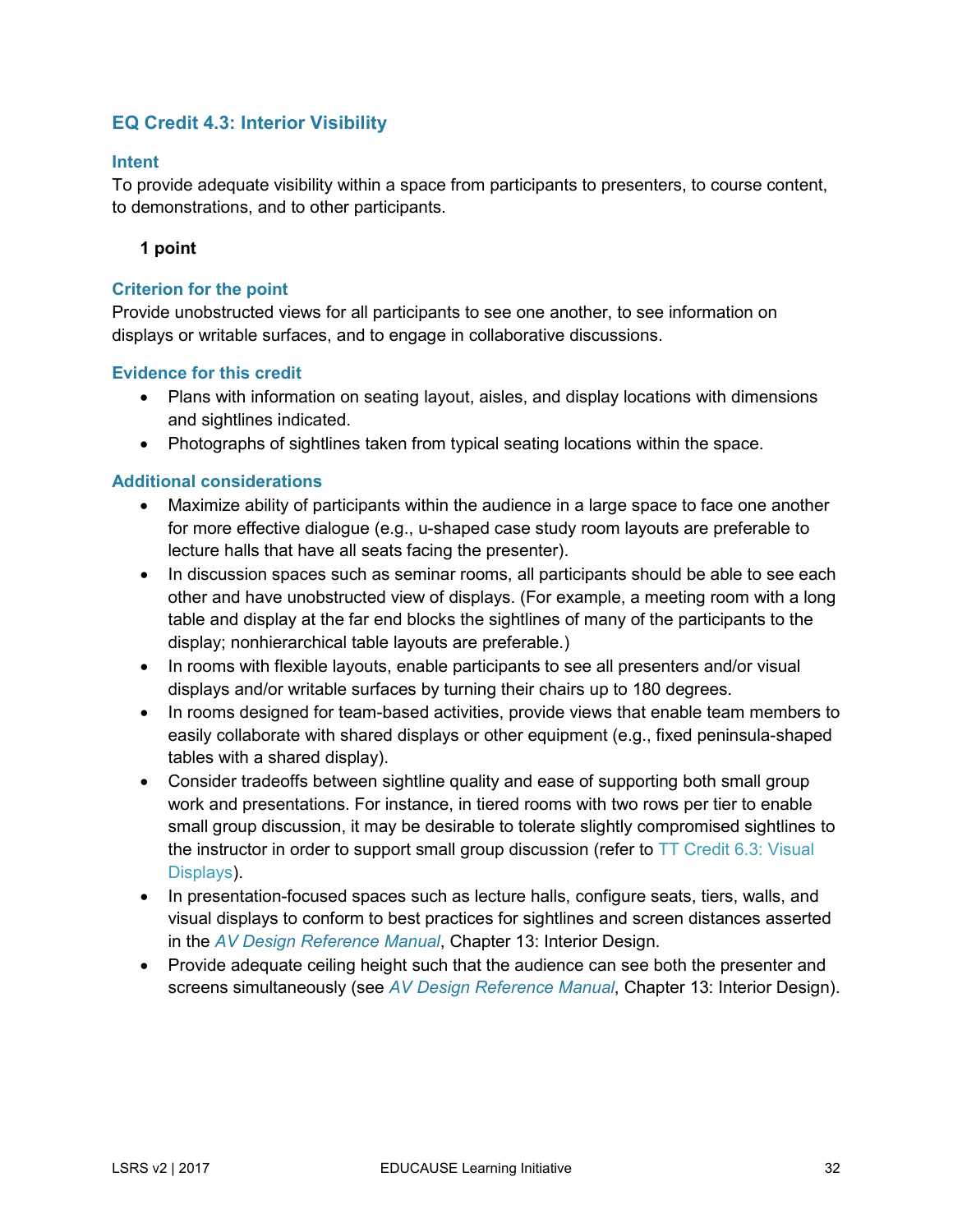## EQ Credit 4.3: Interior Visibility

### Intent

To provide adequate visibility within a space from participants to presenters, to course content, to demonstrations, and to other participants.

**1 point**

### Criterion for the point

Provide unobstructed views for all participants to see one another, to see information on displays or writable surfaces, and to engage in collaborative discussions.

### Evidence for this credit

- Plans with information on seating layout, aisles, and display locations with dimensions and sightlines indicated.
- Photographs of sightlines taken from typical seating locations within the space.

### Additional considerations

- Maximize ability of participants within the audience in a large space to face one another for more effective dialogue (e.g., u-shaped case study room layouts are preferable to lecture halls that have all seats facing the presenter).
- In discussion spaces such as seminar rooms, all participants should be able to see each other and have unobstructed view of displays. (For example, a meeting room with a long table and display at the far end blocks the sightlines of many of the participants to the display; nonhierarchical table layouts are preferable.)
- In rooms with flexible layouts, enable participants to see all presenters and/or visual displays and/or writable surfaces by turning their chairs up to 180 degrees.
- In rooms designed for team-based activities, provide views that enable team members to easily collaborate with shared displays or other equipment (e.g., fixed peninsula-shaped tables with a shared display).
- Consider tradeoffs between sightline quality and ease of supporting both small group work and presentations. For instance, in tiered rooms with two rows per tier to enable small group discussion, it may be desirable to tolerate slightly compromised sightlines to the instructor in order to support small group discussion (refer to TT Credit 6.3: Visual Displays).
- In presentation-focused spaces such as lecture halls, configure seats, tiers, walls, and visual displays to conform to best practices for sightlines and screen distances asserted in the *AV Design Reference Manual*, Chapter 13: Interior Design.
- Provide adequate ceiling height such that the audience can see both the presenter and screens simultaneously (see *AV Design Reference Manual*, Chapter 13: Interior Design).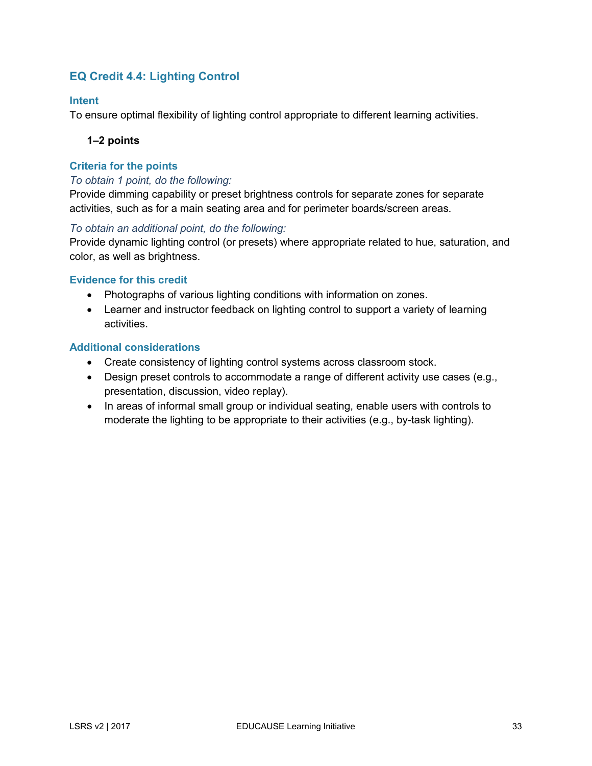## EQ Credit 4.4: Lighting Control

### Intent

To ensure optimal flexibility of lighting control appropriate to different learning activities.

**1–2 points**

### Criteria for the points

*To obtain 1 point, do the following:*

Provide dimming capability or preset brightness controls for separate zones for separate activities, such as for a main seating area and for perimeter boards/screen areas.

*To obtain an additional point, do the following:*

Provide dynamic lighting control (or presets) where appropriate related to hue, saturation, and color, as well as brightness.

### Evidence for this credit

- Photographs of various lighting conditions with information on zones.
- Learner and instructor feedback on lighting control to support a variety of learning activities.

### Additional considerations

- Create consistency of lighting control systems across classroom stock.
- Design preset controls to accommodate a range of different activity use cases (e.g., presentation, discussion, video replay).
- In areas of informal small group or individual seating, enable users with controls to moderate the lighting to be appropriate to their activities (e.g., by-task lighting).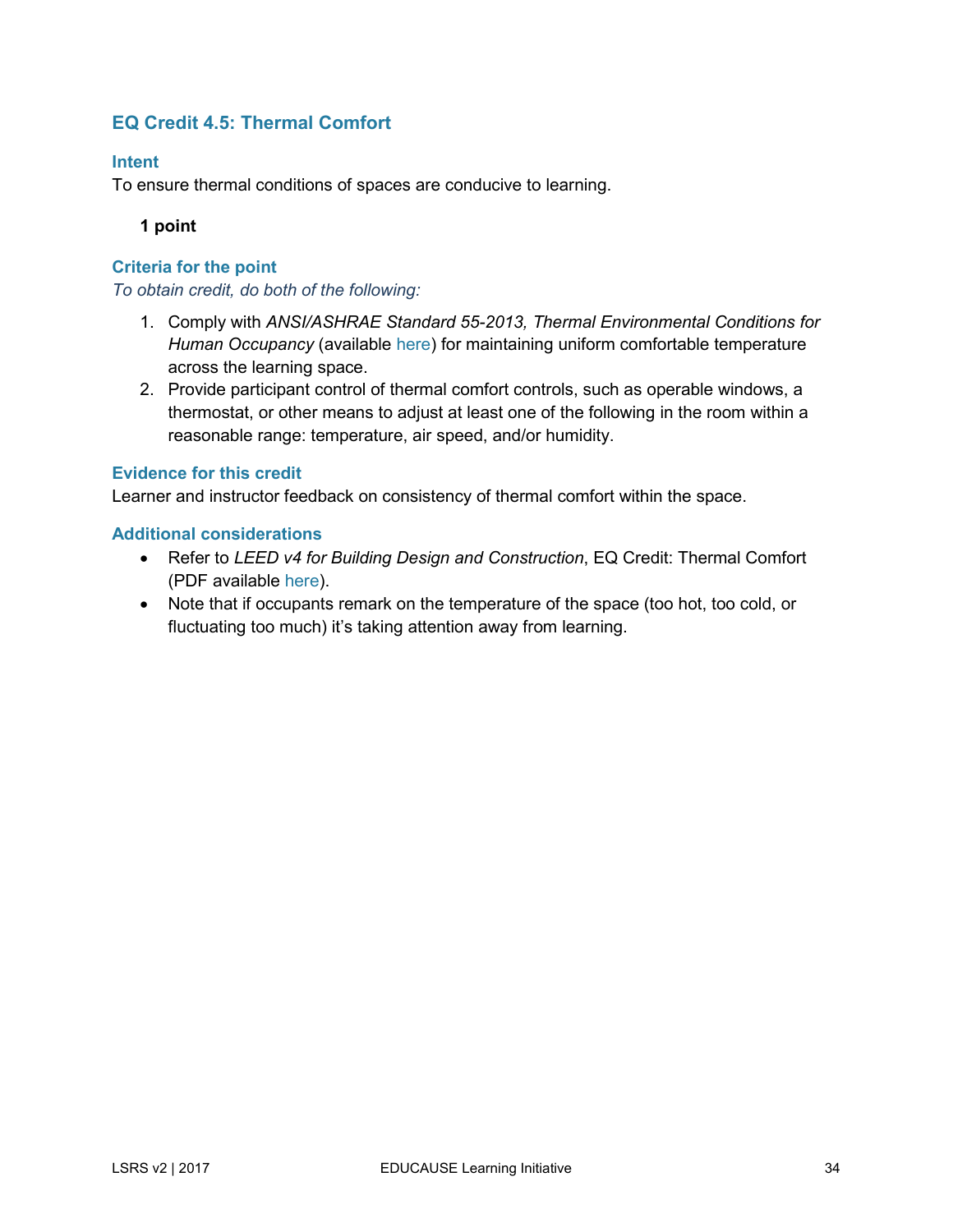## EQ Credit 4.5: Thermal Comfort

### Intent

To ensure thermal conditions of spaces are conducive to learning.

**1 point**

### Criteria for the point

*To obtain credit, do both of the following:*

1. Comply with *ANSI/ASHRAE Standard 55-2013, Thermal Environmental Conditions for Human Occupancy* (available here) for maintaining uniform comfortable temperature across the learning space.
2. Provide participant control of thermal comfort controls, such as operable windows, a thermostat, or other means to adjust at least one of the following in the room within a reasonable range: temperature, air speed, and/or humidity.

### Evidence for this credit

Learner and instructor feedback on consistency of thermal comfort within the space.

### Additional considerations

- Refer to *LEED v4 for Building Design and Construction*, EQ Credit: Thermal Comfort (PDF available here).
- Note that if occupants remark on the temperature of the space (too hot, too cold, or fluctuating too much) it's taking attention away from learning.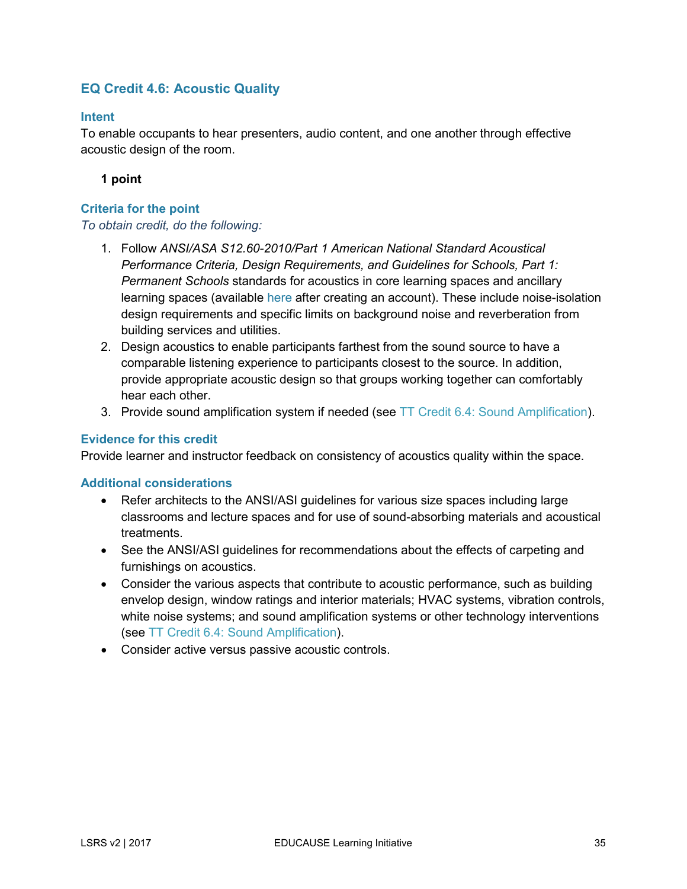## EQ Credit 4.6: Acoustic Quality

### Intent

To enable occupants to hear presenters, audio content, and one another through effective acoustic design of the room.

**1 point**

### Criteria for the point

*To obtain credit, do the following:*

1. Follow *ANSI/ASA S12.60-2010/Part 1 American National Standard Acoustical Performance Criteria, Design Requirements, and Guidelines for Schools, Part 1: Permanent Schools* standards for acoustics in core learning spaces and ancillary learning spaces (available here after creating an account). These include noise-isolation design requirements and specific limits on background noise and reverberation from building services and utilities.
2. Design acoustics to enable participants farthest from the sound source to have a comparable listening experience to participants closest to the source. In addition, provide appropriate acoustic design so that groups working together can comfortably hear each other.
3. Provide sound amplification system if needed (see TT Credit 6.4: Sound Amplification).

### Evidence for this credit

Provide learner and instructor feedback on consistency of acoustics quality within the space.

### Additional considerations

- Refer architects to the ANSI/ASI guidelines for various size spaces including large classrooms and lecture spaces and for use of sound-absorbing materials and acoustical treatments.
- See the ANSI/ASI guidelines for recommendations about the effects of carpeting and furnishings on acoustics.
- Consider the various aspects that contribute to acoustic performance, such as building envelop design, window ratings and interior materials; HVAC systems, vibration controls, white noise systems; and sound amplification systems or other technology interventions (see TT Credit 6.4: Sound Amplification).
- Consider active versus passive acoustic controls.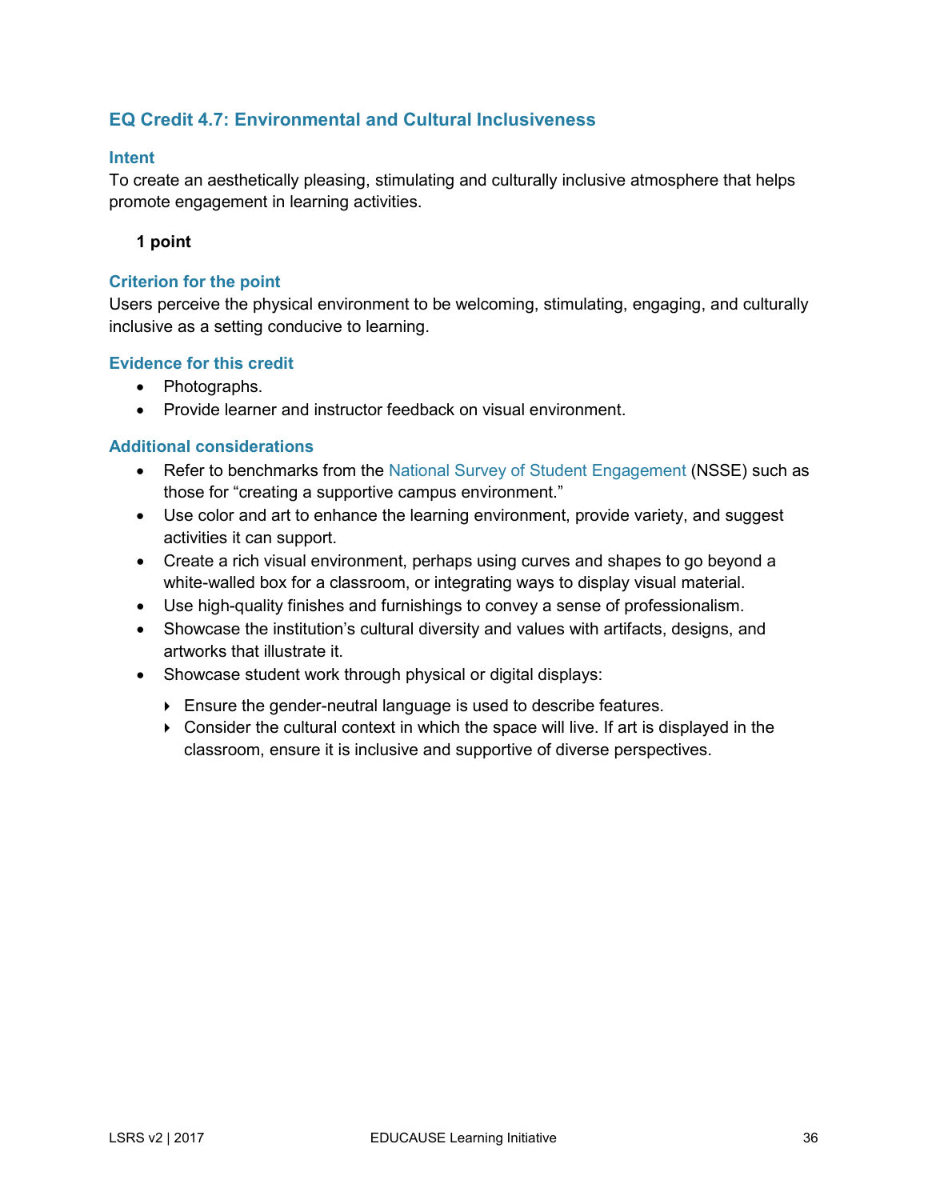## EQ Credit 4.7: Environmental and Cultural Inclusiveness

### Intent

To create an aesthetically pleasing, stimulating and culturally inclusive atmosphere that helps promote engagement in learning activities.

**1 point**

### Criterion for the point

Users perceive the physical environment to be welcoming, stimulating, engaging, and culturally inclusive as a setting conducive to learning.

### Evidence for this credit

- Photographs.
- Provide learner and instructor feedback on visual environment.

### Additional considerations

- Refer to benchmarks from the National Survey of Student Engagement (NSSE) such as those for “creating a supportive campus environment.”
- Use color and art to enhance the learning environment, provide variety, and suggest activities it can support.
- Create a rich visual environment, perhaps using curves and shapes to go beyond a white-walled box for a classroom, or integrating ways to display visual material.
- Use high-quality finishes and furnishings to convey a sense of professionalism.
- Showcase the institution’s cultural diversity and values with artifacts, designs, and artworks that illustrate it.
- Showcase student work through physical or digital displays:
  - Ensure the gender-neutral language is used to describe features.
  - Consider the cultural context in which the space will live. If art is displayed in the classroom, ensure it is inclusive and supportive of diverse perspectives.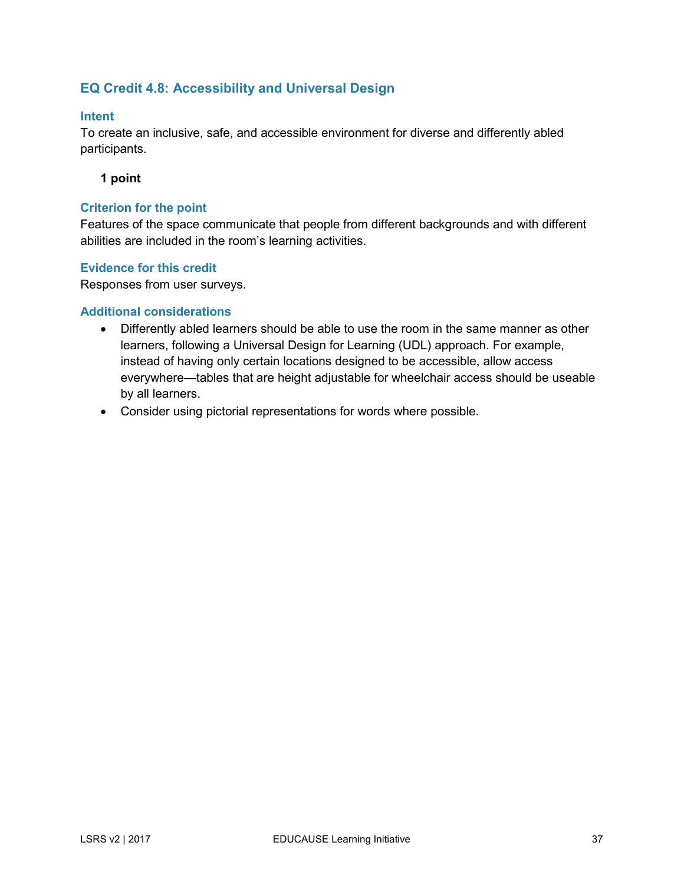## EQ Credit 4.8: Accessibility and Universal Design

### Intent

To create an inclusive, safe, and accessible environment for diverse and differently abled participants.

**1 point**

### Criterion for the point

Features of the space communicate that people from different backgrounds and with different abilities are included in the room's learning activities.

### Evidence for this credit

Responses from user surveys.

### Additional considerations

- Differently abled learners should be able to use the room in the same manner as other learners, following a Universal Design for Learning (UDL) approach. For example, instead of having only certain locations designed to be accessible, allow access everywhere—tables that are height adjustable for wheelchair access should be useable by all learners.
- Consider using pictorial representations for words where possible.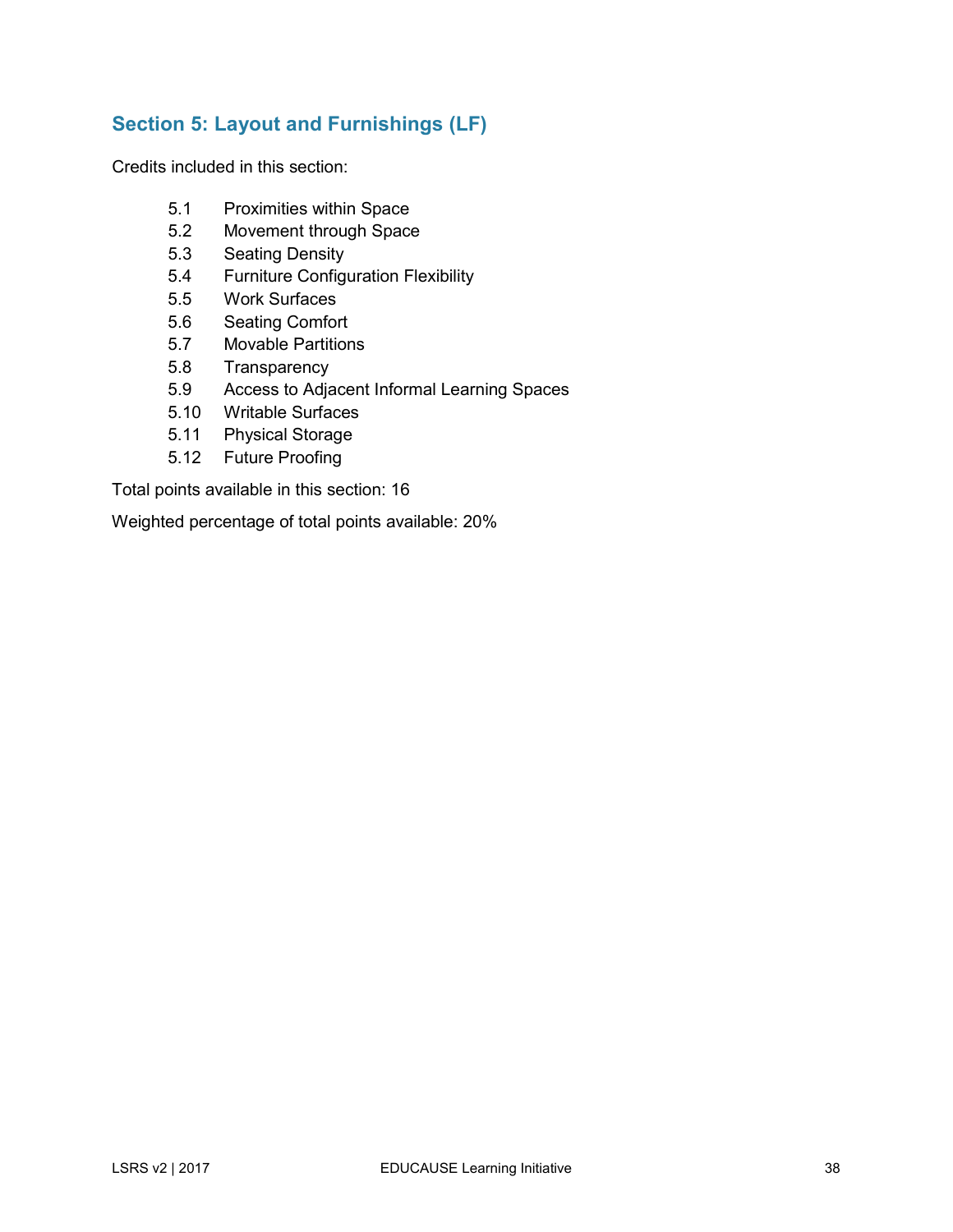## Section 5: Layout and Furnishings (LF)

Credits included in this section:

- 5.1 Proximities within Space
- 5.2 Movement through Space
- 5.3 Seating Density
- 5.4 Furniture Configuration Flexibility
- 5.5 Work Surfaces
- 5.6 Seating Comfort
- 5.7 Movable Partitions
- 5.8 Transparency
- 5.9 Access to Adjacent Informal Learning Spaces
- 5.10 Writable Surfaces
- 5.11 Physical Storage
- 5.12 Future Proofing

Total points available in this section: 16

Weighted percentage of total points available: 20%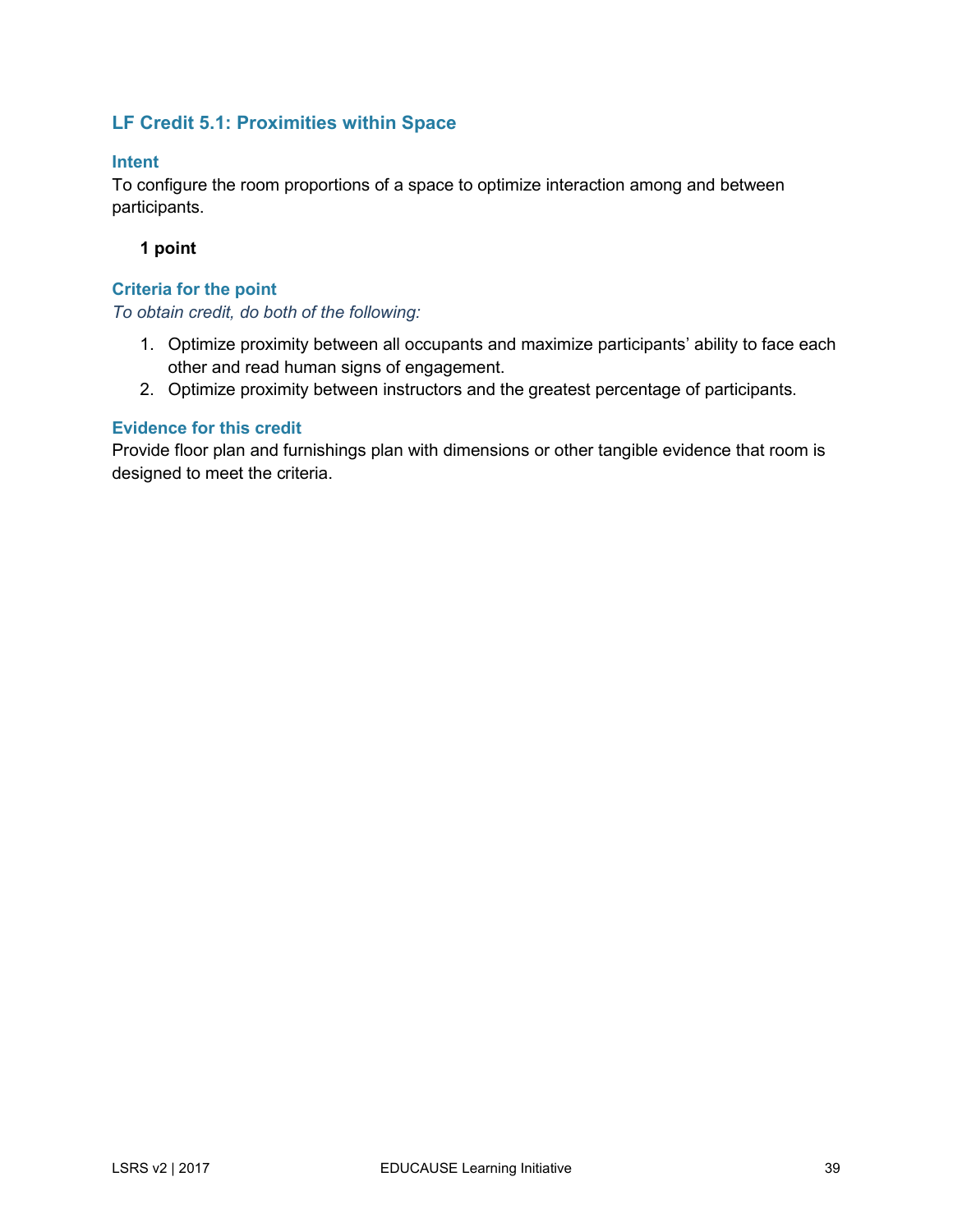## LF Credit 5.1: Proximities within Space

### Intent

To configure the room proportions of a space to optimize interaction among and between participants.

**1 point**

### Criteria for the point

*To obtain credit, do both of the following:*

1. Optimize proximity between all occupants and maximize participants' ability to face each other and read human signs of engagement.
2. Optimize proximity between instructors and the greatest percentage of participants.

### Evidence for this credit

Provide floor plan and furnishings plan with dimensions or other tangible evidence that room is designed to meet the criteria.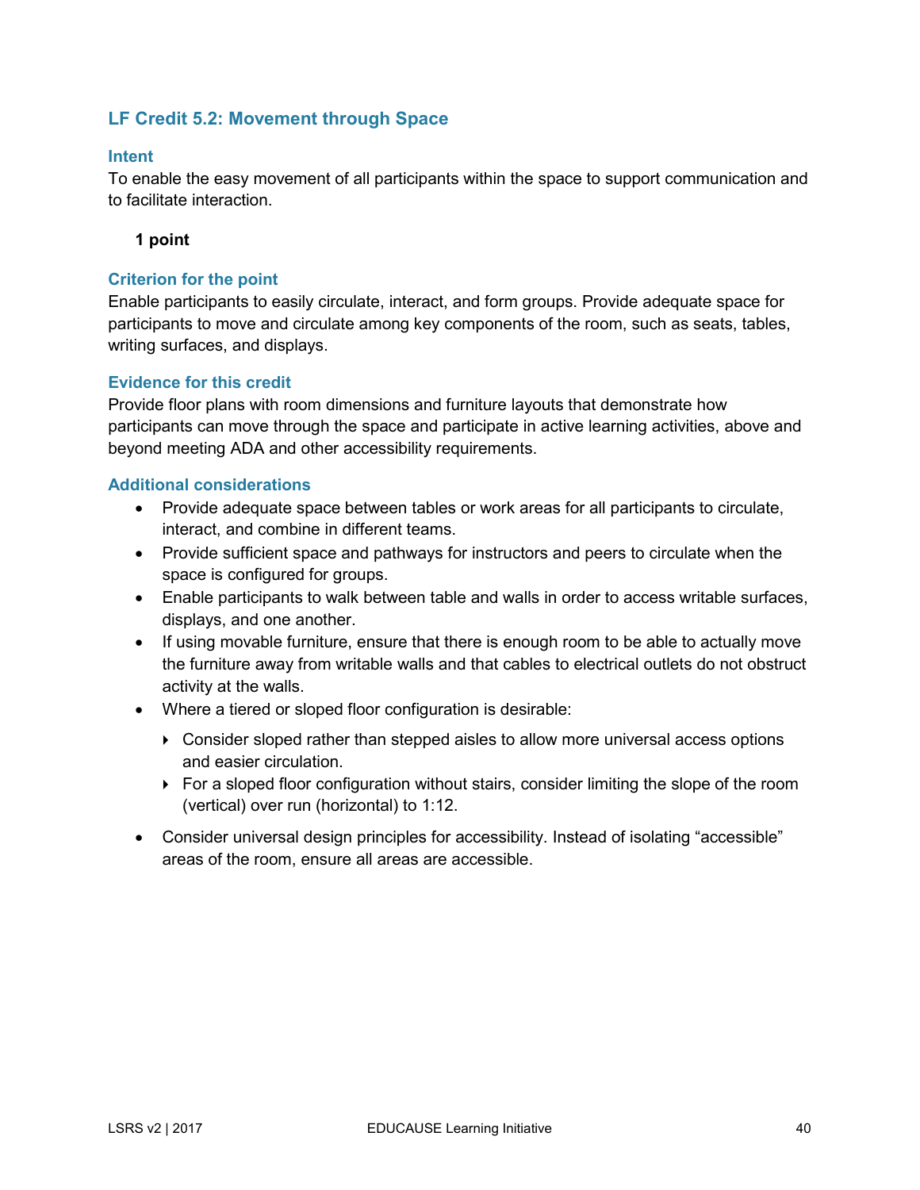## LF Credit 5.2: Movement through Space

### Intent

To enable the easy movement of all participants within the space to support communication and to facilitate interaction.

**1 point**

### Criterion for the point

Enable participants to easily circulate, interact, and form groups. Provide adequate space for participants to move and circulate among key components of the room, such as seats, tables, writing surfaces, and displays.

### Evidence for this credit

Provide floor plans with room dimensions and furniture layouts that demonstrate how participants can move through the space and participate in active learning activities, above and beyond meeting ADA and other accessibility requirements.

### Additional considerations

- Provide adequate space between tables or work areas for all participants to circulate, interact, and combine in different teams.
- Provide sufficient space and pathways for instructors and peers to circulate when the space is configured for groups.
- Enable participants to walk between table and walls in order to access writable surfaces, displays, and one another.
- If using movable furniture, ensure that there is enough room to be able to actually move the furniture away from writable walls and that cables to electrical outlets do not obstruct activity at the walls.
- Where a tiered or sloped floor configuration is desirable:
  - Consider sloped rather than stepped aisles to allow more universal access options and easier circulation.
  - For a sloped floor configuration without stairs, consider limiting the slope of the room (vertical) over run (horizontal) to 1:12.
- Consider universal design principles for accessibility. Instead of isolating "accessible" areas of the room, ensure all areas are accessible.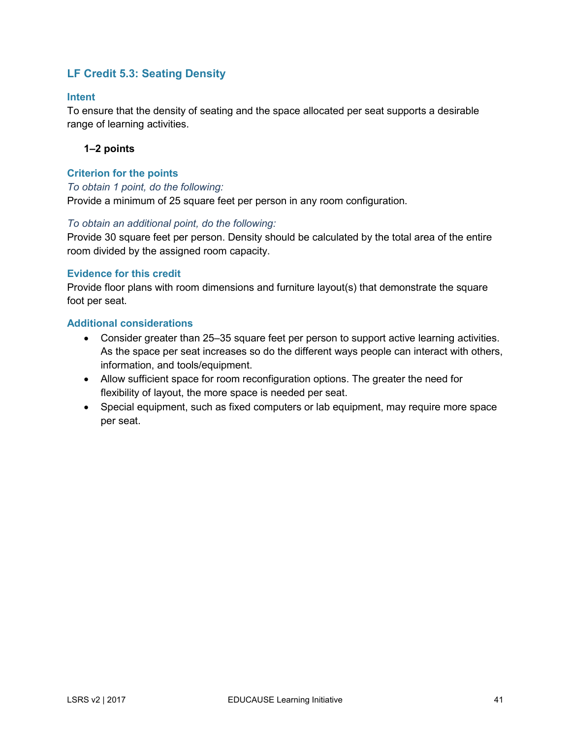## LF Credit 5.3: Seating Density

### Intent

To ensure that the density of seating and the space allocated per seat supports a desirable range of learning activities.

**1–2 points**

### Criterion for the points

*To obtain 1 point, do the following:*

Provide a minimum of 25 square feet per person in any room configuration.

*To obtain an additional point, do the following:*

Provide 30 square feet per person. Density should be calculated by the total area of the entire room divided by the assigned room capacity.

### Evidence for this credit

Provide floor plans with room dimensions and furniture layout(s) that demonstrate the square foot per seat.

### Additional considerations

- Consider greater than 25–35 square feet per person to support active learning activities. As the space per seat increases so do the different ways people can interact with others, information, and tools/equipment.
- Allow sufficient space for room reconfiguration options. The greater the need for flexibility of layout, the more space is needed per seat.
- Special equipment, such as fixed computers or lab equipment, may require more space per seat.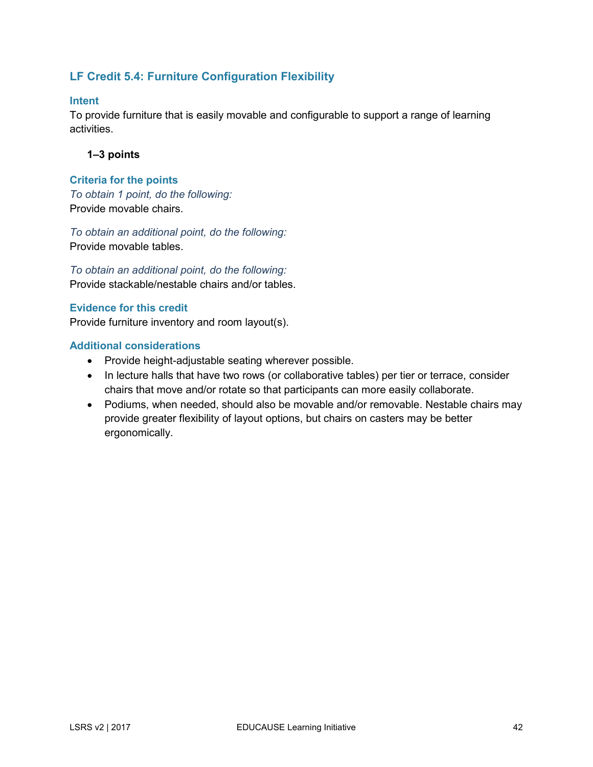## LF Credit 5.4: Furniture Configuration Flexibility

### Intent

To provide furniture that is easily movable and configurable to support a range of learning activities.

**1–3 points**

### Criteria for the points

*To obtain 1 point, do the following:*
Provide movable chairs.

*To obtain an additional point, do the following:*
Provide movable tables.

*To obtain an additional point, do the following:*
Provide stackable/nestable chairs and/or tables.

### Evidence for this credit

Provide furniture inventory and room layout(s).

### Additional considerations

- Provide height-adjustable seating wherever possible.
- In lecture halls that have two rows (or collaborative tables) per tier or terrace, consider chairs that move and/or rotate so that participants can more easily collaborate.
- Podiums, when needed, should also be movable and/or removable. Nestable chairs may provide greater flexibility of layout options, but chairs on casters may be better ergonomically.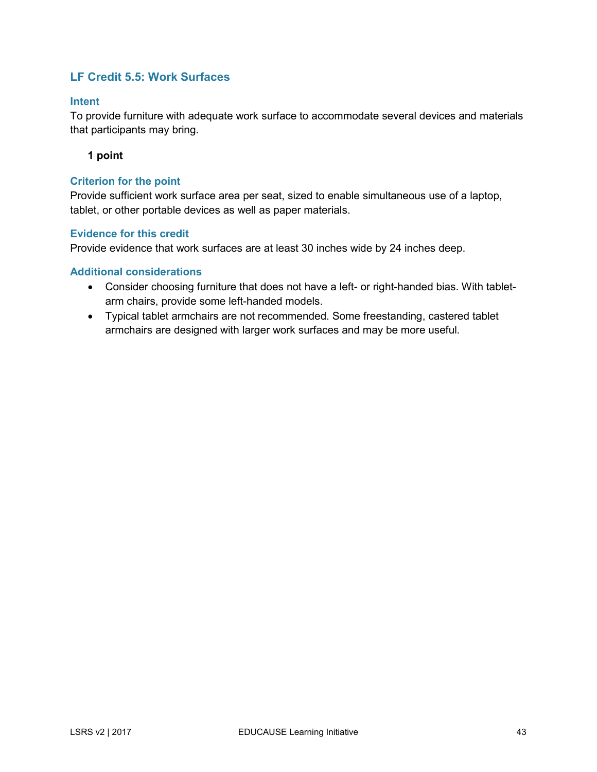## LF Credit 5.5: Work Surfaces

### Intent

To provide furniture with adequate work surface to accommodate several devices and materials that participants may bring.

**1 point**

### Criterion for the point

Provide sufficient work surface area per seat, sized to enable simultaneous use of a laptop, tablet, or other portable devices as well as paper materials.

### Evidence for this credit

Provide evidence that work surfaces are at least 30 inches wide by 24 inches deep.

### Additional considerations

- Consider choosing furniture that does not have a left- or right-handed bias. With tablet-arm chairs, provide some left-handed models.
- Typical tablet armchairs are not recommended. Some freestanding, castered tablet armchairs are designed with larger work surfaces and may be more useful.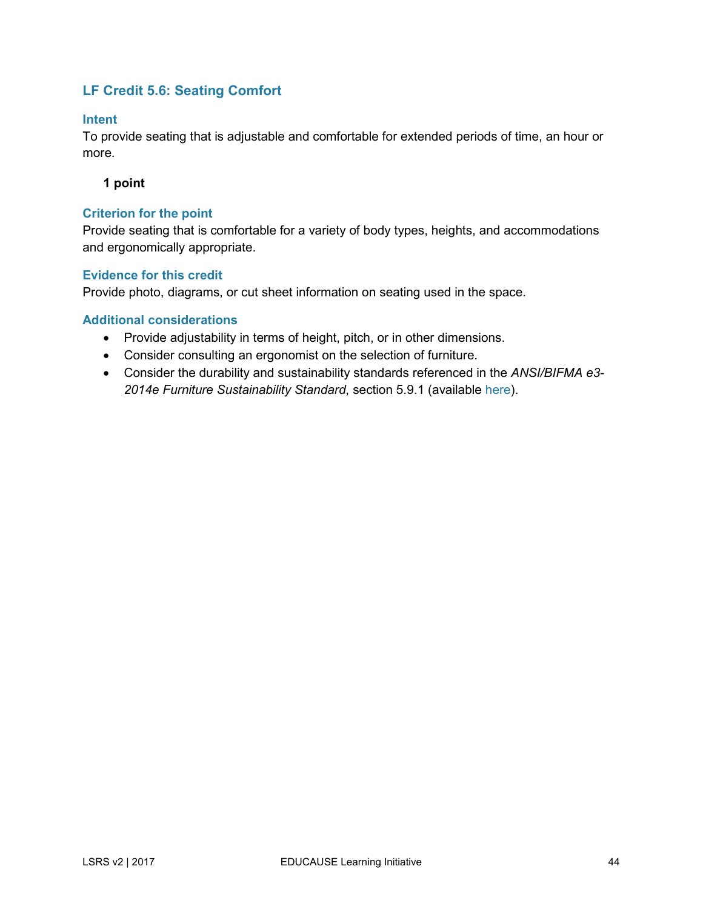## LF Credit 5.6: Seating Comfort

### Intent

To provide seating that is adjustable and comfortable for extended periods of time, an hour or more.

**1 point**

### Criterion for the point

Provide seating that is comfortable for a variety of body types, heights, and accommodations and ergonomically appropriate.

### Evidence for this credit

Provide photo, diagrams, or cut sheet information on seating used in the space.

### Additional considerations

- Provide adjustability in terms of height, pitch, or in other dimensions.
- Consider consulting an ergonomist on the selection of furniture.
- Consider the durability and sustainability standards referenced in the *ANSI/BIFMA e3-2014e Furniture Sustainability Standard*, section 5.9.1 (available here).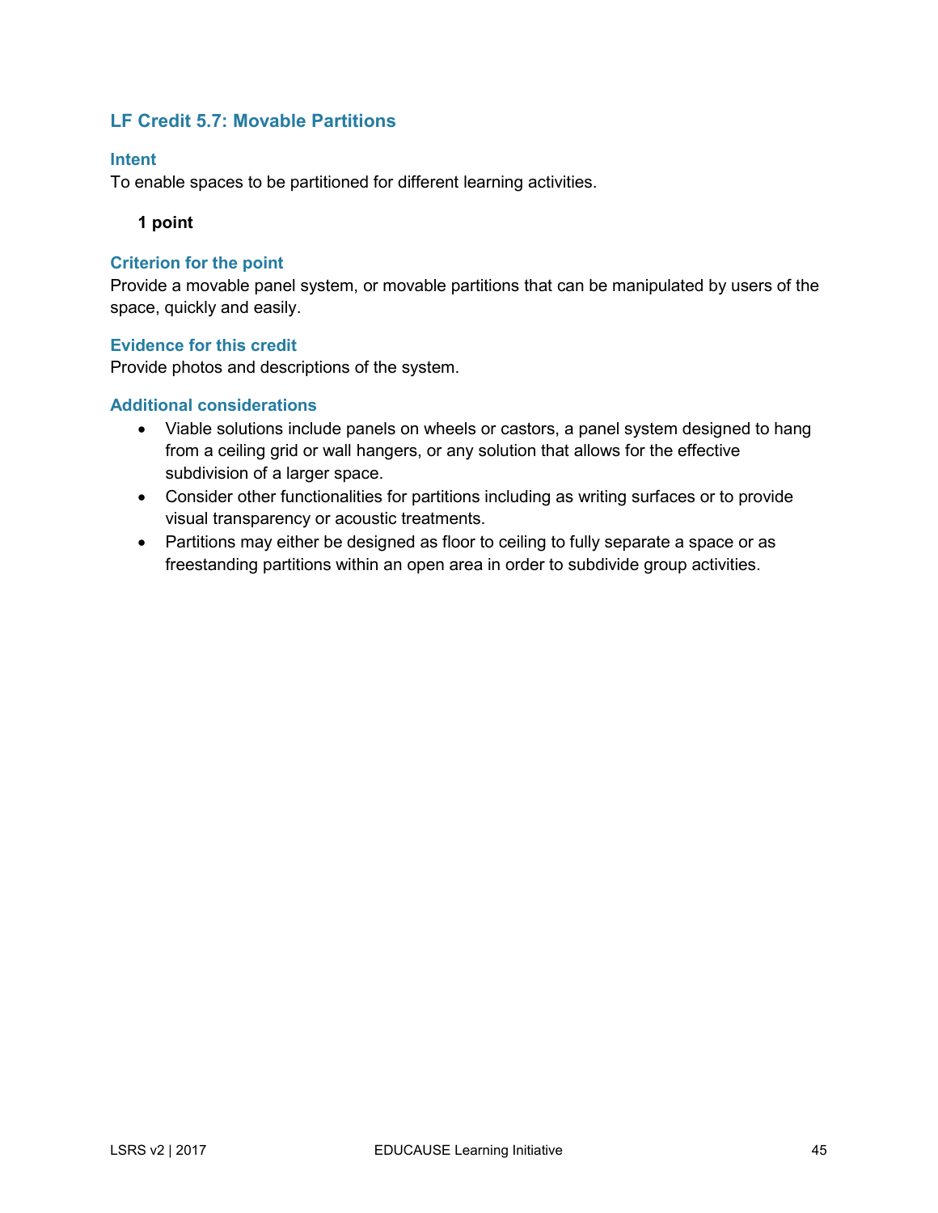## LF Credit 5.7: Movable Partitions

### Intent

To enable spaces to be partitioned for different learning activities.

**1 point**

### Criterion for the point

Provide a movable panel system, or movable partitions that can be manipulated by users of the space, quickly and easily.

### Evidence for this credit

Provide photos and descriptions of the system.

### Additional considerations

- Viable solutions include panels on wheels or castors, a panel system designed to hang from a ceiling grid or wall hangers, or any solution that allows for the effective subdivision of a larger space.
- Consider other functionalities for partitions including as writing surfaces or to provide visual transparency or acoustic treatments.
- Partitions may either be designed as floor to ceiling to fully separate a space or as freestanding partitions within an open area in order to subdivide group activities.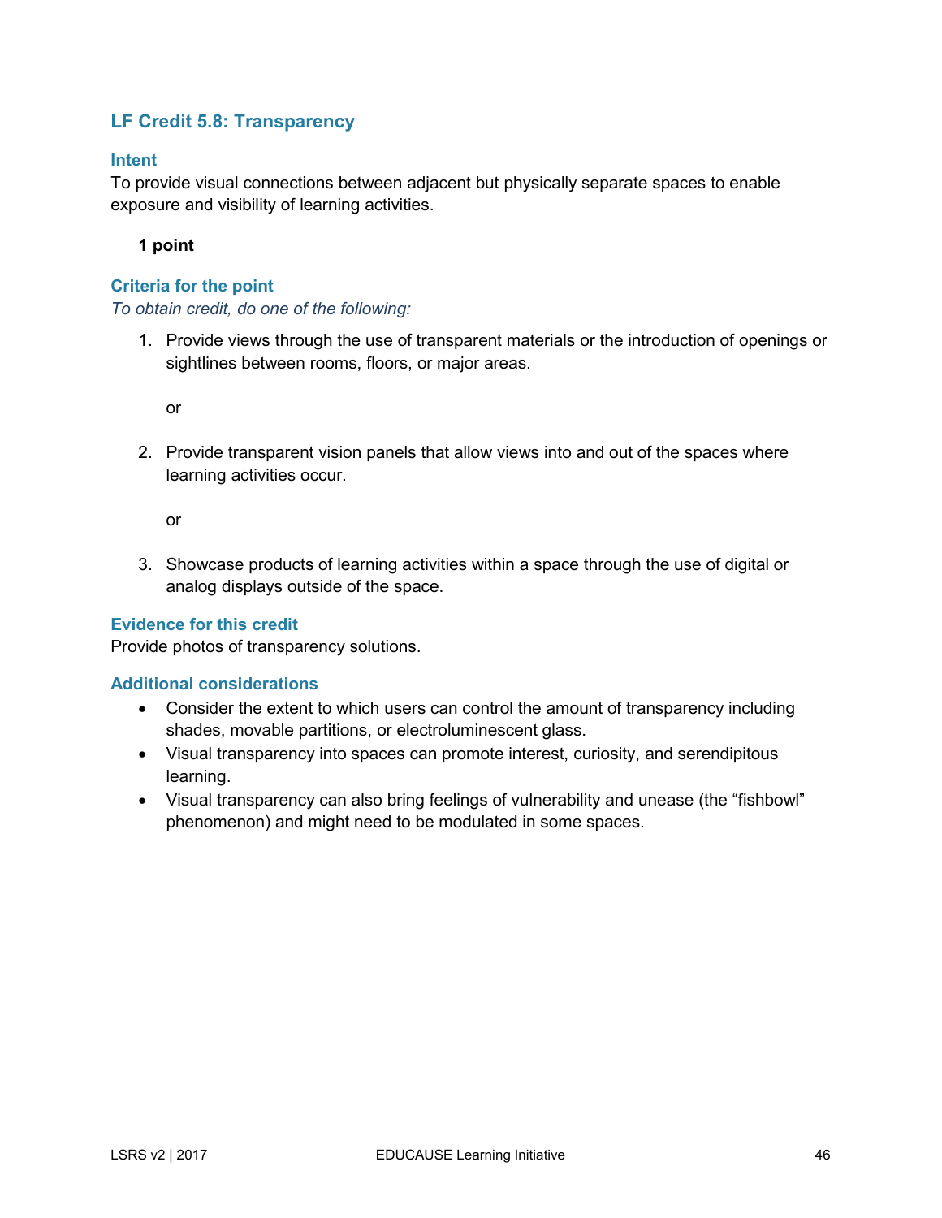## LF Credit 5.8: Transparency

### Intent

To provide visual connections between adjacent but physically separate spaces to enable exposure and visibility of learning activities.

**1 point**

### Criteria for the point

*To obtain credit, do one of the following:*

1. Provide views through the use of transparent materials or the introduction of openings or sightlines between rooms, floors, or major areas.

   or

2. Provide transparent vision panels that allow views into and out of the spaces where learning activities occur.

   or

3. Showcase products of learning activities within a space through the use of digital or analog displays outside of the space.

### Evidence for this credit

Provide photos of transparency solutions.

### Additional considerations

- Consider the extent to which users can control the amount of transparency including shades, movable partitions, or electroluminescent glass.
- Visual transparency into spaces can promote interest, curiosity, and serendipitous learning.
- Visual transparency can also bring feelings of vulnerability and unease (the "fishbowl" phenomenon) and might need to be modulated in some spaces.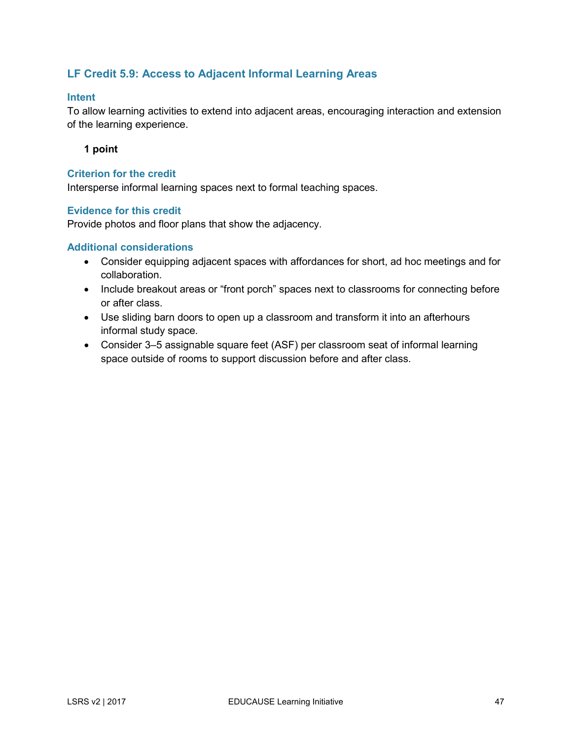### LF Credit 5.9: Access to Adjacent Informal Learning Areas

#### Intent

To allow learning activities to extend into adjacent areas, encouraging interaction and extension of the learning experience.

**1 point**

#### Criterion for the credit

Intersperse informal learning spaces next to formal teaching spaces.

#### Evidence for this credit

Provide photos and floor plans that show the adjacency.

#### Additional considerations

- Consider equipping adjacent spaces with affordances for short, ad hoc meetings and for collaboration.
- Include breakout areas or “front porch” spaces next to classrooms for connecting before or after class.
- Use sliding barn doors to open up a classroom and transform it into an afterhours informal study space.
- Consider 3–5 assignable square feet (ASF) per classroom seat of informal learning space outside of rooms to support discussion before and after class.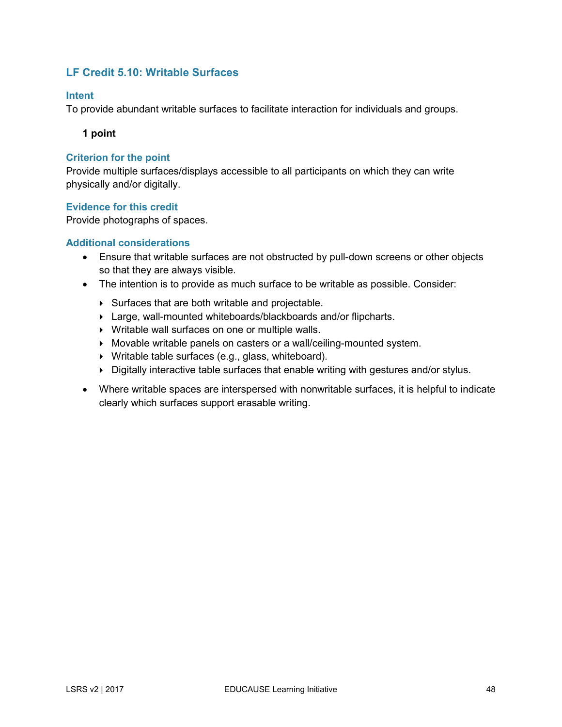## LF Credit 5.10: Writable Surfaces

### Intent

To provide abundant writable surfaces to facilitate interaction for individuals and groups.

**1 point**

### Criterion for the point

Provide multiple surfaces/displays accessible to all participants on which they can write physically and/or digitally.

### Evidence for this credit

Provide photographs of spaces.

### Additional considerations

- Ensure that writable surfaces are not obstructed by pull-down screens or other objects so that they are always visible.
- The intention is to provide as much surface to be writable as possible. Consider:
  - Surfaces that are both writable and projectable.
  - Large, wall-mounted whiteboards/blackboards and/or flipcharts.
  - Writable wall surfaces on one or multiple walls.
  - Movable writable panels on casters or a wall/ceiling-mounted system.
  - Writable table surfaces (e.g., glass, whiteboard).
  - Digitally interactive table surfaces that enable writing with gestures and/or stylus.
- Where writable spaces are interspersed with nonwritable surfaces, it is helpful to indicate clearly which surfaces support erasable writing.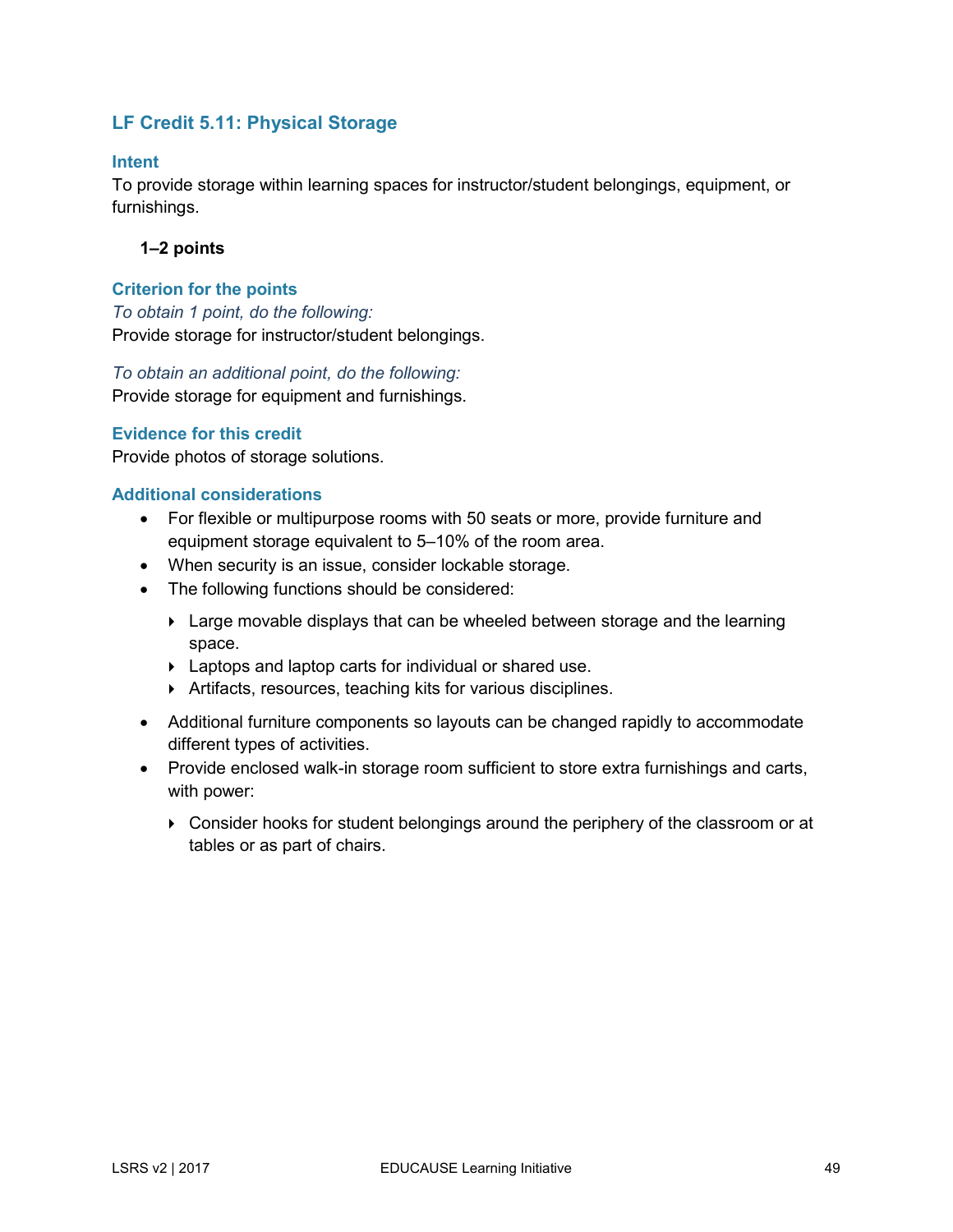## LF Credit 5.11: Physical Storage

### Intent

To provide storage within learning spaces for instructor/student belongings, equipment, or furnishings.

**1–2 points**

### Criterion for the points

*To obtain 1 point, do the following:*

Provide storage for instructor/student belongings.

*To obtain an additional point, do the following:*

Provide storage for equipment and furnishings.

### Evidence for this credit

Provide photos of storage solutions.

### Additional considerations

- For flexible or multipurpose rooms with 50 seats or more, provide furniture and equipment storage equivalent to 5–10% of the room area.
- When security is an issue, consider lockable storage.
- The following functions should be considered:
  - Large movable displays that can be wheeled between storage and the learning space.
  - Laptops and laptop carts for individual or shared use.
  - Artifacts, resources, teaching kits for various disciplines.
- Additional furniture components so layouts can be changed rapidly to accommodate different types of activities.
- Provide enclosed walk-in storage room sufficient to store extra furnishings and carts, with power:
  - Consider hooks for student belongings around the periphery of the classroom or at tables or as part of chairs.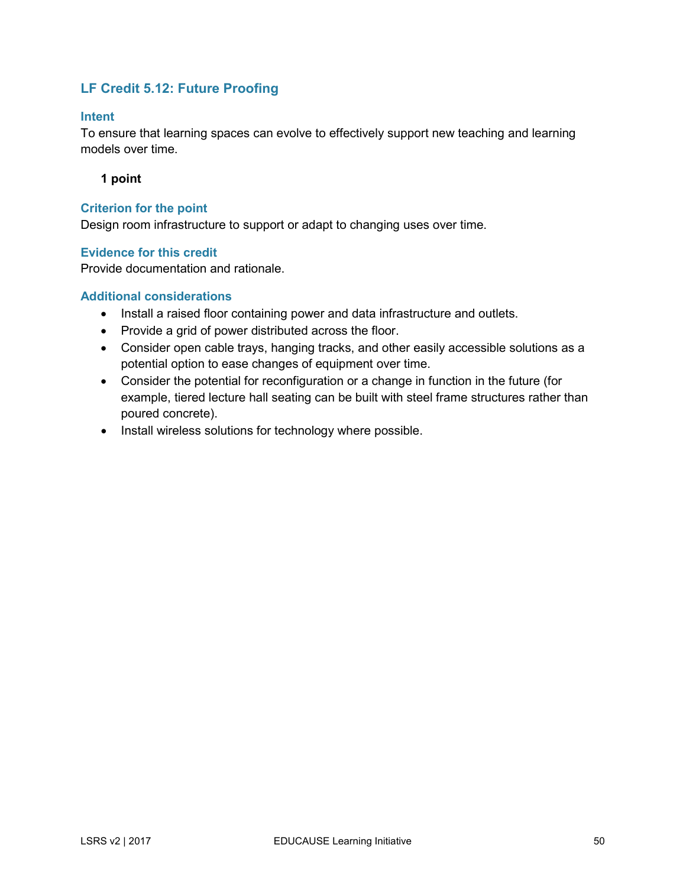## LF Credit 5.12: Future Proofing

### Intent

To ensure that learning spaces can evolve to effectively support new teaching and learning models over time.

**1 point**

### Criterion for the point

Design room infrastructure to support or adapt to changing uses over time.

### Evidence for this credit

Provide documentation and rationale.

### Additional considerations

- Install a raised floor containing power and data infrastructure and outlets.
- Provide a grid of power distributed across the floor.
- Consider open cable trays, hanging tracks, and other easily accessible solutions as a potential option to ease changes of equipment over time.
- Consider the potential for reconfiguration or a change in function in the future (for example, tiered lecture hall seating can be built with steel frame structures rather than poured concrete).
- Install wireless solutions for technology where possible.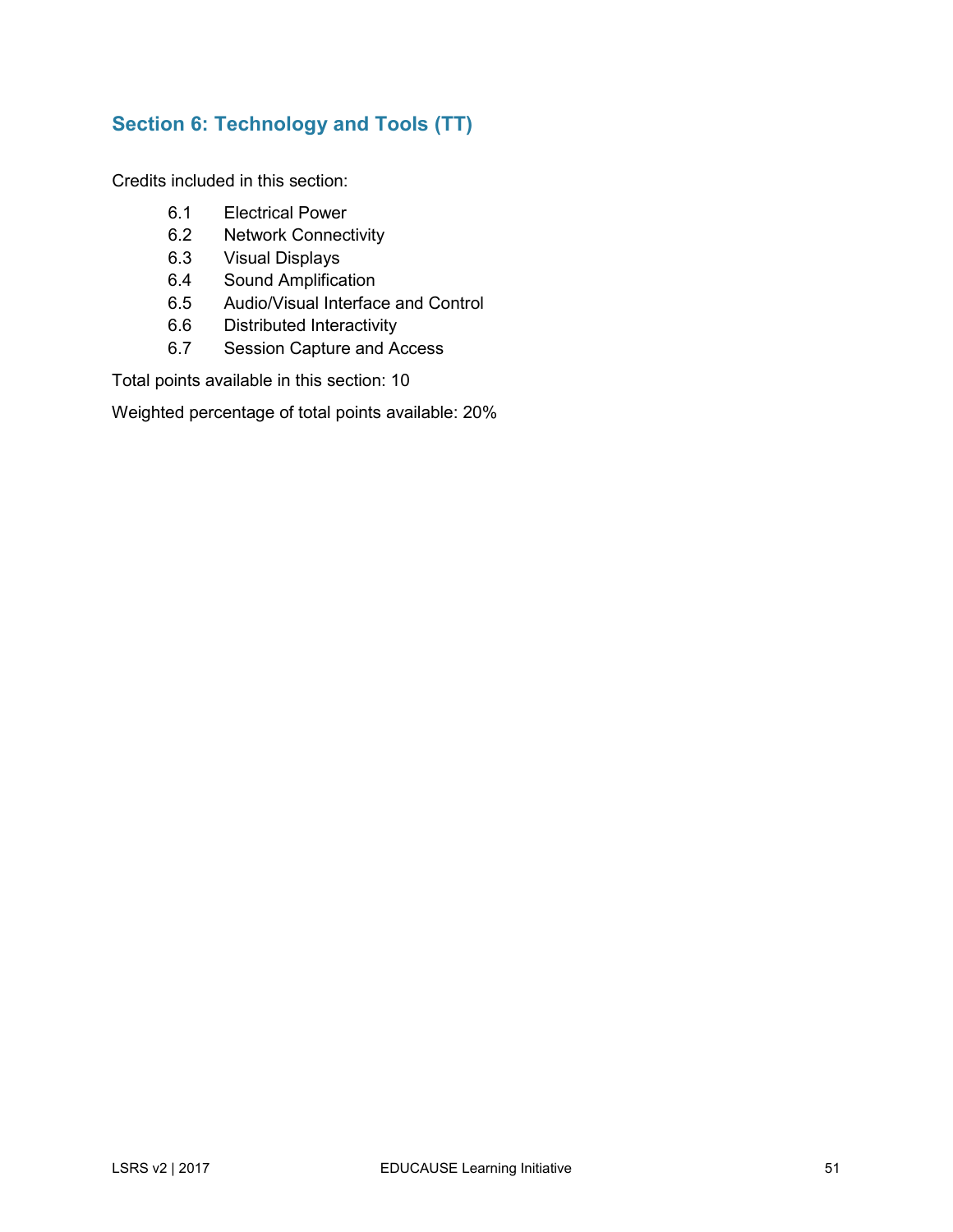## Section 6: Technology and Tools (TT)

Credits included in this section:

- 6.1 Electrical Power
- 6.2 Network Connectivity
- 6.3 Visual Displays
- 6.4 Sound Amplification
- 6.5 Audio/Visual Interface and Control
- 6.6 Distributed Interactivity
- 6.7 Session Capture and Access

Total points available in this section: 10

Weighted percentage of total points available: 20%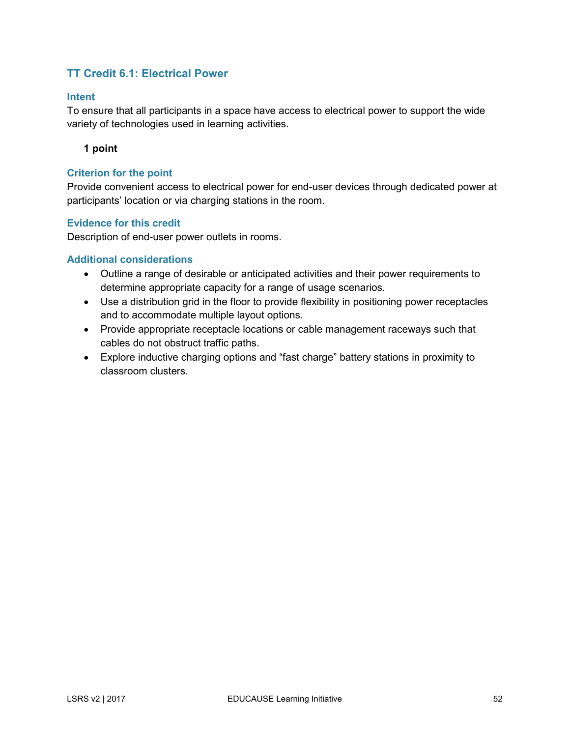## TT Credit 6.1: Electrical Power

### Intent

To ensure that all participants in a space have access to electrical power to support the wide variety of technologies used in learning activities.

**1 point**

### Criterion for the point

Provide convenient access to electrical power for end-user devices through dedicated power at participants' location or via charging stations in the room.

### Evidence for this credit

Description of end-user power outlets in rooms.

### Additional considerations

- Outline a range of desirable or anticipated activities and their power requirements to determine appropriate capacity for a range of usage scenarios.
- Use a distribution grid in the floor to provide flexibility in positioning power receptacles and to accommodate multiple layout options.
- Provide appropriate receptacle locations or cable management raceways such that cables do not obstruct traffic paths.
- Explore inductive charging options and "fast charge" battery stations in proximity to classroom clusters.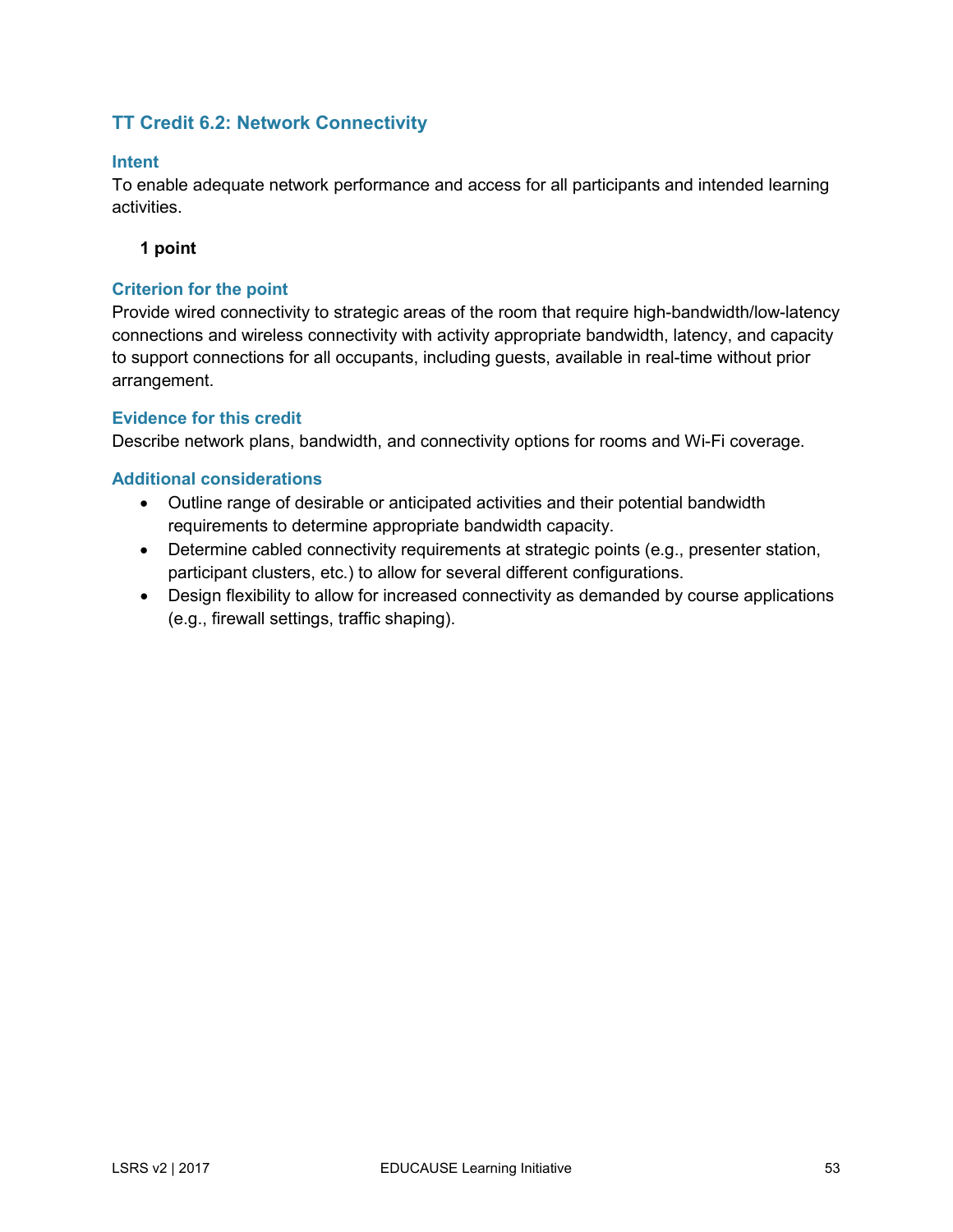## TT Credit 6.2: Network Connectivity

### Intent

To enable adequate network performance and access for all participants and intended learning activities.

**1 point**

### Criterion for the point

Provide wired connectivity to strategic areas of the room that require high-bandwidth/low-latency connections and wireless connectivity with activity appropriate bandwidth, latency, and capacity to support connections for all occupants, including guests, available in real-time without prior arrangement.

### Evidence for this credit

Describe network plans, bandwidth, and connectivity options for rooms and Wi-Fi coverage.

### Additional considerations

- Outline range of desirable or anticipated activities and their potential bandwidth requirements to determine appropriate bandwidth capacity.
- Determine cabled connectivity requirements at strategic points (e.g., presenter station, participant clusters, etc.) to allow for several different configurations.
- Design flexibility to allow for increased connectivity as demanded by course applications (e.g., firewall settings, traffic shaping).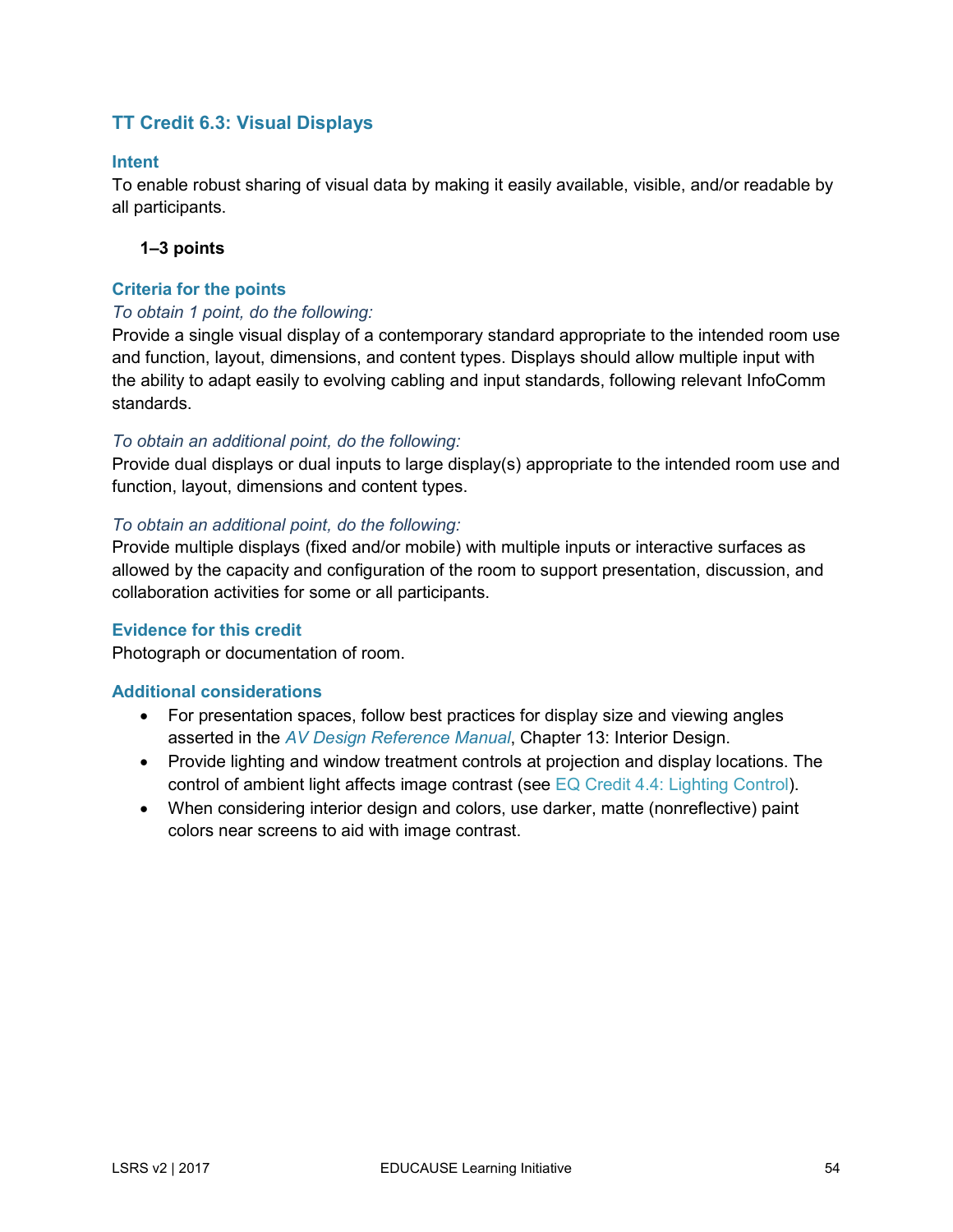## TT Credit 6.3: Visual Displays

### Intent

To enable robust sharing of visual data by making it easily available, visible, and/or readable by all participants.

**1–3 points**

### Criteria for the points

*To obtain 1 point, do the following:*

Provide a single visual display of a contemporary standard appropriate to the intended room use and function, layout, dimensions, and content types. Displays should allow multiple input with the ability to adapt easily to evolving cabling and input standards, following relevant InfoComm standards.

*To obtain an additional point, do the following:*

Provide dual displays or dual inputs to large display(s) appropriate to the intended room use and function, layout, dimensions and content types.

*To obtain an additional point, do the following:*

Provide multiple displays (fixed and/or mobile) with multiple inputs or interactive surfaces as allowed by the capacity and configuration of the room to support presentation, discussion, and collaboration activities for some or all participants.

### Evidence for this credit

Photograph or documentation of room.

### Additional considerations

- For presentation spaces, follow best practices for display size and viewing angles asserted in the *AV Design Reference Manual*, Chapter 13: Interior Design.
- Provide lighting and window treatment controls at projection and display locations. The control of ambient light affects image contrast (see EQ Credit 4.4: Lighting Control).
- When considering interior design and colors, use darker, matte (nonreflective) paint colors near screens to aid with image contrast.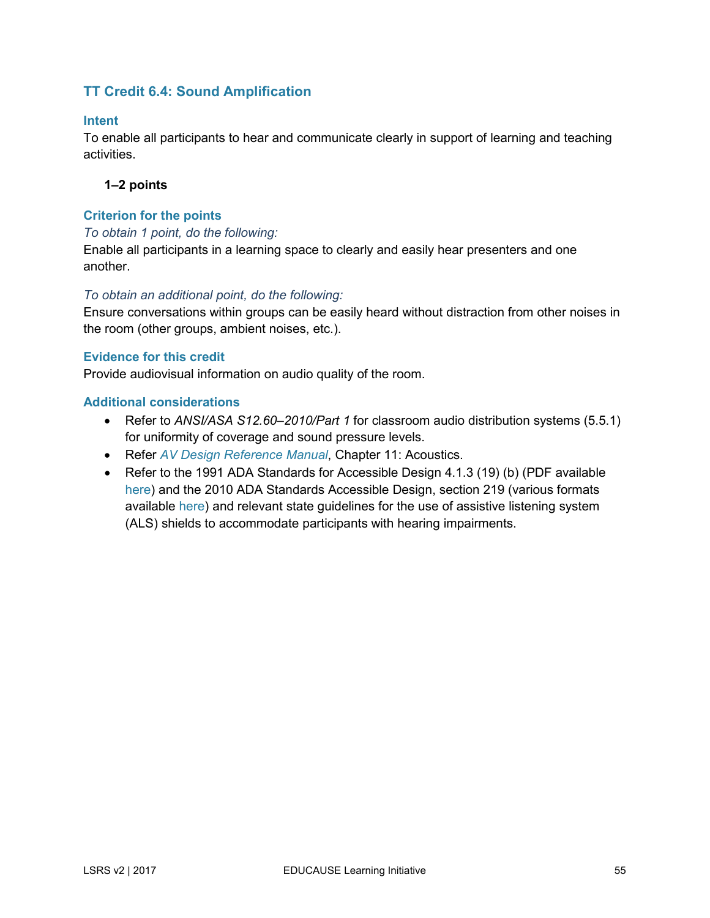## TT Credit 6.4: Sound Amplification

### Intent

To enable all participants to hear and communicate clearly in support of learning and teaching activities.

**1–2 points**

### Criterion for the points

*To obtain 1 point, do the following:*

Enable all participants in a learning space to clearly and easily hear presenters and one another.

*To obtain an additional point, do the following:*

Ensure conversations within groups can be easily heard without distraction from other noises in the room (other groups, ambient noises, etc.).

### Evidence for this credit

Provide audiovisual information on audio quality of the room.

### Additional considerations

- Refer to *ANSI/ASA S12.60–2010/Part 1* for classroom audio distribution systems (5.5.1) for uniformity of coverage and sound pressure levels.
- Refer *AV Design Reference Manual*, Chapter 11: Acoustics.
- Refer to the 1991 ADA Standards for Accessible Design 4.1.3 (19) (b) (PDF available here) and the 2010 ADA Standards Accessible Design, section 219 (various formats available here) and relevant state guidelines for the use of assistive listening system (ALS) shields to accommodate participants with hearing impairments.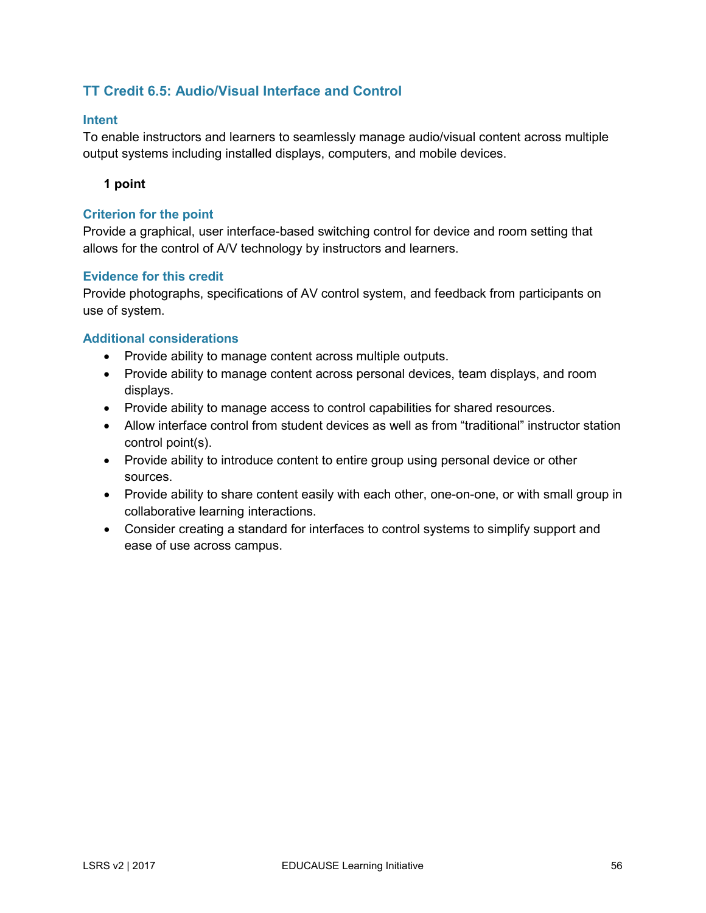## TT Credit 6.5: Audio/Visual Interface and Control

### Intent

To enable instructors and learners to seamlessly manage audio/visual content across multiple output systems including installed displays, computers, and mobile devices.

**1 point**

### Criterion for the point

Provide a graphical, user interface-based switching control for device and room setting that allows for the control of A/V technology by instructors and learners.

### Evidence for this credit

Provide photographs, specifications of AV control system, and feedback from participants on use of system.

### Additional considerations

- Provide ability to manage content across multiple outputs.
- Provide ability to manage content across personal devices, team displays, and room displays.
- Provide ability to manage access to control capabilities for shared resources.
- Allow interface control from student devices as well as from “traditional” instructor station control point(s).
- Provide ability to introduce content to entire group using personal device or other sources.
- Provide ability to share content easily with each other, one-on-one, or with small group in collaborative learning interactions.
- Consider creating a standard for interfaces to control systems to simplify support and ease of use across campus.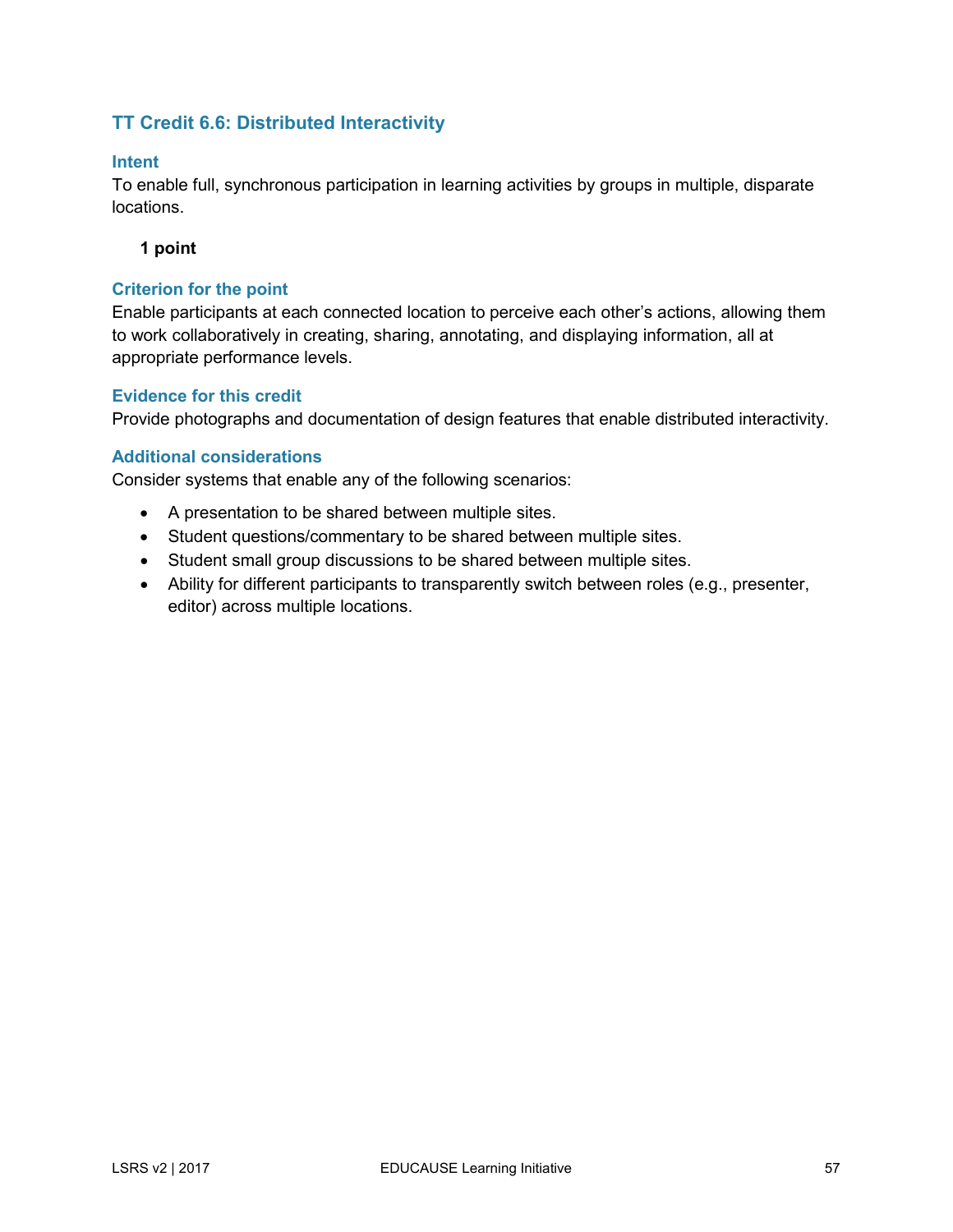## TT Credit 6.6: Distributed Interactivity

### Intent

To enable full, synchronous participation in learning activities by groups in multiple, disparate locations.

**1 point**

### Criterion for the point

Enable participants at each connected location to perceive each other's actions, allowing them to work collaboratively in creating, sharing, annotating, and displaying information, all at appropriate performance levels.

### Evidence for this credit

Provide photographs and documentation of design features that enable distributed interactivity.

### Additional considerations

Consider systems that enable any of the following scenarios:

- A presentation to be shared between multiple sites.
- Student questions/commentary to be shared between multiple sites.
- Student small group discussions to be shared between multiple sites.
- Ability for different participants to transparently switch between roles (e.g., presenter, editor) across multiple locations.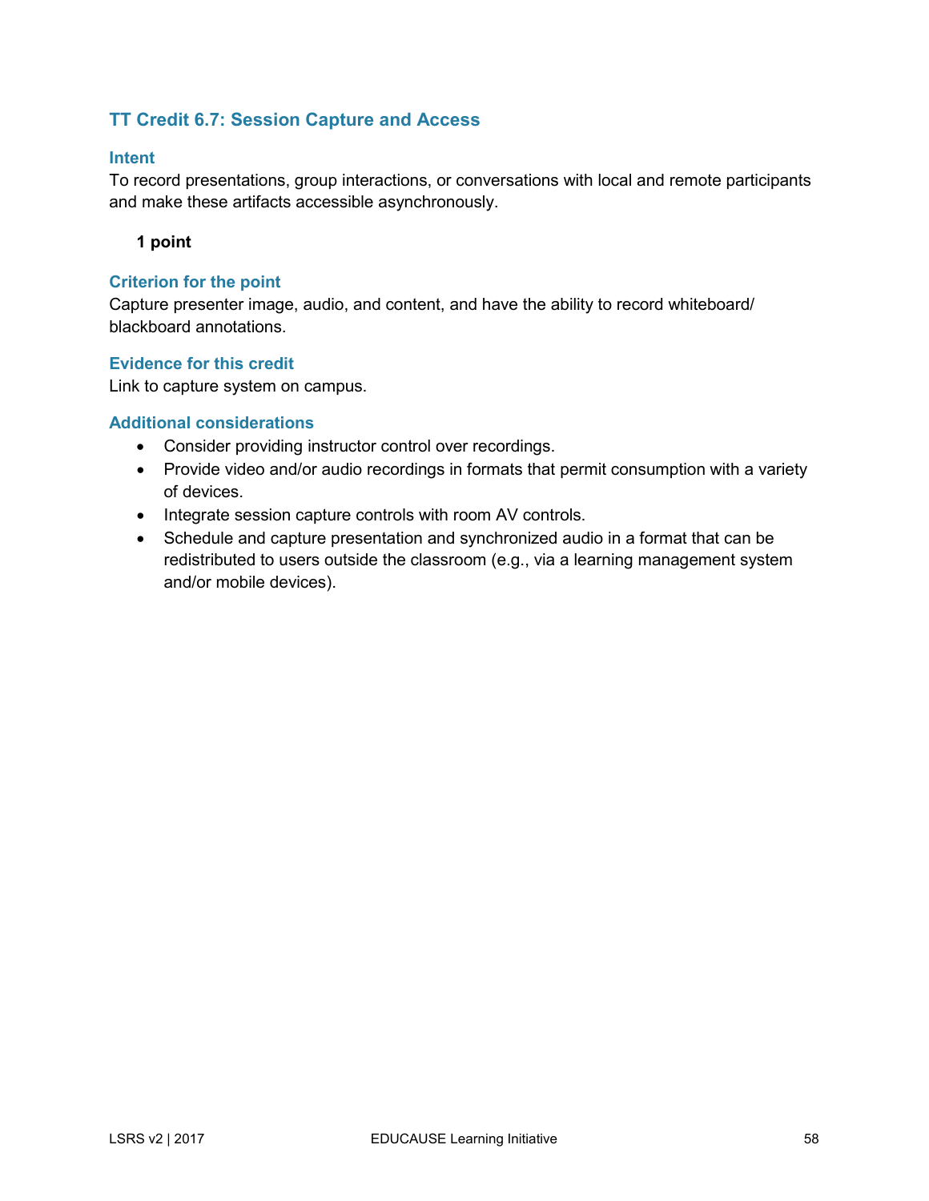## TT Credit 6.7: Session Capture and Access

### Intent

To record presentations, group interactions, or conversations with local and remote participants and make these artifacts accessible asynchronously.

**1 point**

### Criterion for the point

Capture presenter image, audio, and content, and have the ability to record whiteboard/ blackboard annotations.

### Evidence for this credit

Link to capture system on campus.

### Additional considerations

- Consider providing instructor control over recordings.
- Provide video and/or audio recordings in formats that permit consumption with a variety of devices.
- Integrate session capture controls with room AV controls.
- Schedule and capture presentation and synchronized audio in a format that can be redistributed to users outside the classroom (e.g., via a learning management system and/or mobile devices).